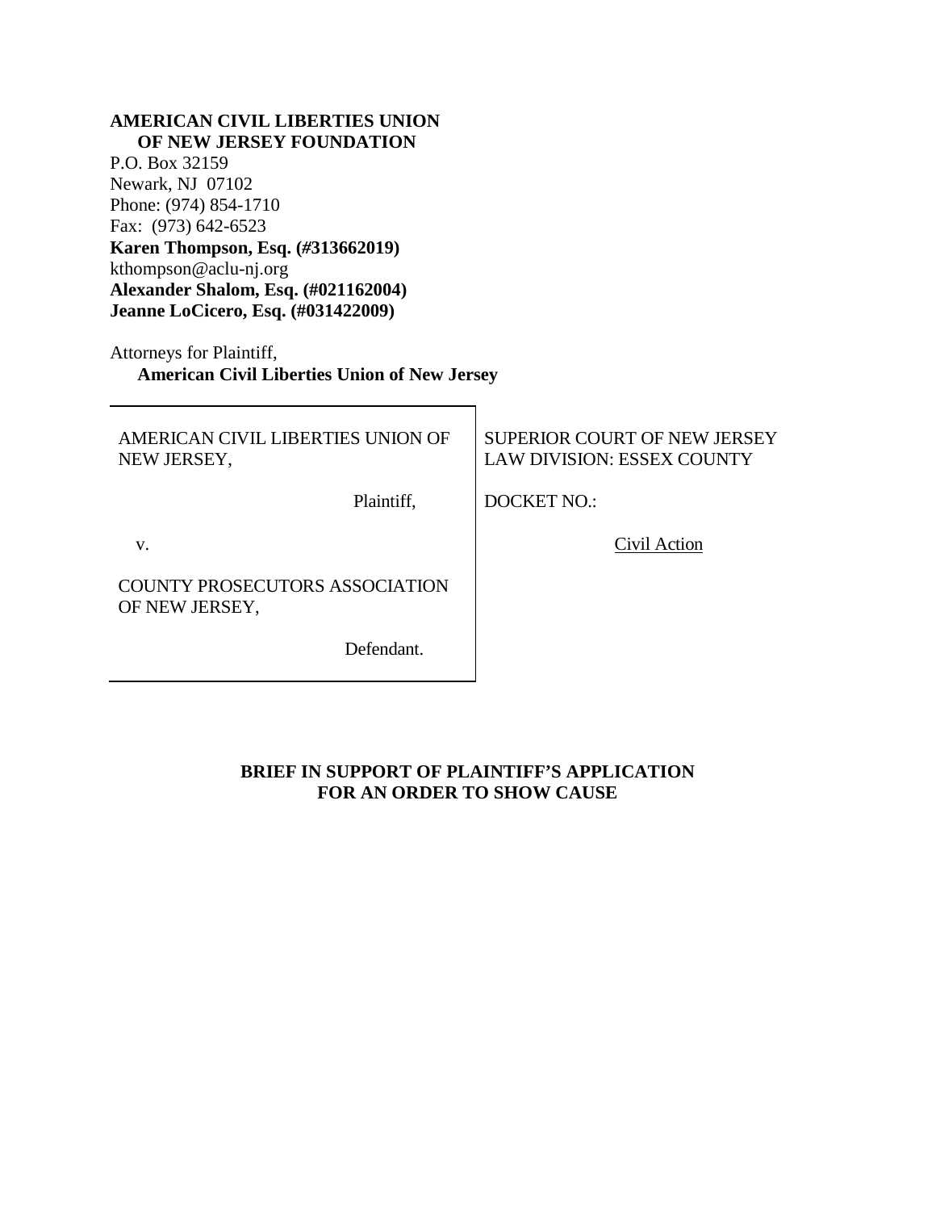**AMERICAN CIVIL LIBERTIES UNION OF NEW JERSEY FOUNDATION**
P.O. Box 32159
Newark, NJ 07102
Phone: (974) 854-1710
Fax: (973) 642-6523
**Karen Thompson, Esq. (#313662019)**
kthompson@aclu-nj.org
**Alexander Shalom, Esq. (#021162004)**
**Jeanne LoCicero, Esq. (#031422009)**

Attorneys for Plaintiff,
**American Civil Liberties Union of New Jersey**

| | |
|---|---|
| AMERICAN CIVIL LIBERTIES UNION OF NEW JERSEY,<br><br>Plaintiff,<br><br>v.<br><br>COUNTY PROSECUTORS ASSOCIATION OF NEW JERSEY,<br><br>Defendant. | SUPERIOR COURT OF NEW JERSEY<br>LAW DIVISION: ESSEX COUNTY<br><br>DOCKET NO.:<br><br>Civil Action |

**BRIEF IN SUPPORT OF PLAINTIFF'S APPLICATION FOR AN ORDER TO SHOW CAUSE**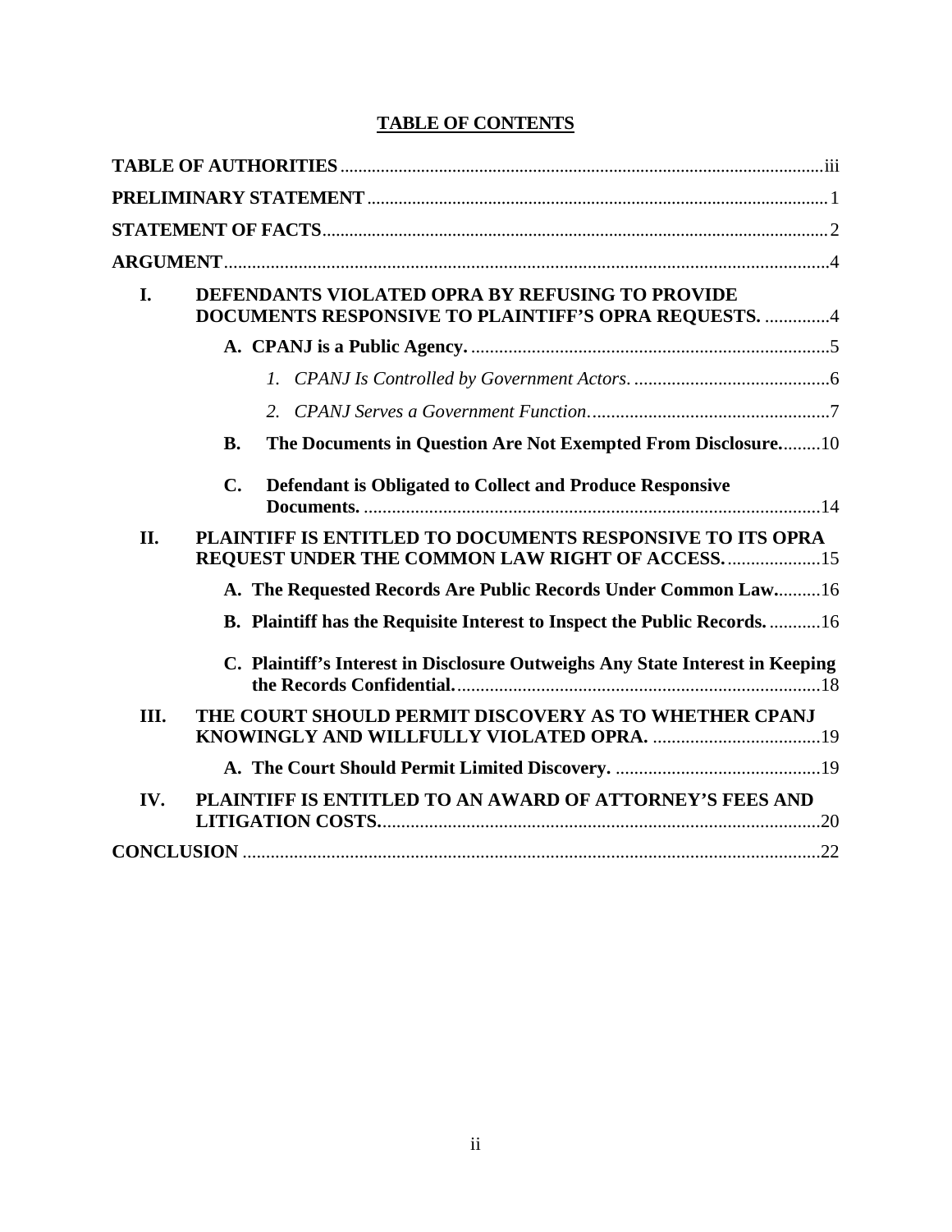# TABLE OF CONTENTS

**TABLE OF AUTHORITIES** .......... iii

**PRELIMINARY STATEMENT** .......... 1

**STATEMENT OF FACTS** .......... 2

**ARGUMENT** .......... 4

- **I. DEFENDANTS VIOLATED OPRA BY REFUSING TO PROVIDE DOCUMENTS RESPONSIVE TO PLAINTIFF'S OPRA REQUESTS.** .......... 4
  - **A. CPANJ is a Public Agency.** .......... 5
    - *1. CPANJ Is Controlled by Government Actors.* .......... 6
    - *2. CPANJ Serves a Government Function.* .......... 7
  - **B. The Documents in Question Are Not Exempted From Disclosure.** .......... 10
  - **C. Defendant is Obligated to Collect and Produce Responsive Documents.** .......... 14
- **II. PLAINTIFF IS ENTITLED TO DOCUMENTS RESPONSIVE TO ITS OPRA REQUEST UNDER THE COMMON LAW RIGHT OF ACCESS.** .......... 15
  - **A. The Requested Records Are Public Records Under Common Law.** .......... 16
  - **B. Plaintiff has the Requisite Interest to Inspect the Public Records.** .......... 16
  - **C. Plaintiff's Interest in Disclosure Outweighs Any State Interest in Keeping the Records Confidential.** .......... 18
- **III. THE COURT SHOULD PERMIT DISCOVERY AS TO WHETHER CPANJ KNOWINGLY AND WILLFULLY VIOLATED OPRA.** .......... 19
  - **A. The Court Should Permit Limited Discovery.** .......... 19
- **IV. PLAINTIFF IS ENTITLED TO AN AWARD OF ATTORNEY'S FEES AND LITIGATION COSTS.** .......... 20

**CONCLUSION** .......... 22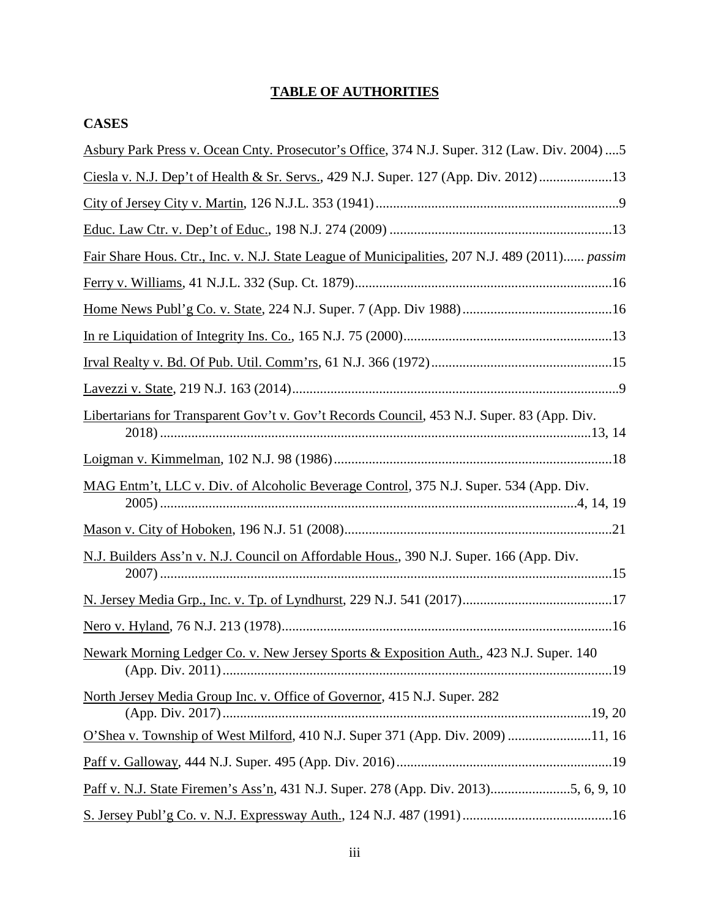# TABLE OF AUTHORITIES

## CASES

Asbury Park Press v. Ocean Cnty. Prosecutor's Office, 374 N.J. Super. 312 (Law. Div. 2004) ....5

Ciesla v. N.J. Dep't of Health & Sr. Servs., 429 N.J. Super. 127 (App. Div. 2012) .....................13

City of Jersey City v. Martin, 126 N.J.L. 353 (1941) ......................................................................9

Educ. Law Ctr. v. Dep't of Educ., 198 N.J. 274 (2009) ................................................................13

Fair Share Hous. Ctr., Inc. v. N.J. State League of Municipalities, 207 N.J. 489 (2011)...... *passim*

Ferry v. Williams, 41 N.J.L. 332 (Sup. Ct. 1879).........................................................................16

Home News Publ'g Co. v. State, 224 N.J. Super. 7 (App Div 1988) ...........................................16

In re Liquidation of Integrity Ins. Co., 165 N.J. 75 (2000)............................................................13

Irval Realty v. Bd. Of Pub. Util. Comm'rs, 61 N.J. 366 (1972)....................................................15

Lavezzi v. State, 219 N.J. 163 (2014)..............................................................................................9

Libertarians for Transparent Gov't v. Gov't Records Council, 453 N.J. Super. 83 (App. Div. 2018) ............................................................................................................................13, 14

Loigman v. Kimmelman, 102 N.J. 98 (1986)................................................................................18

MAG Entm't, LLC v. Div. of Alcoholic Beverage Control, 375 N.J. Super. 534 (App. Div. 2005) .......................................................................................................................4, 14, 19

Mason v. City of Hoboken, 196 N.J. 51 (2008).............................................................................21

N.J. Builders Ass'n v. N.J. Council on Affordable Hous., 390 N.J. Super. 166 (App. Div. 2007) ..................................................................................................................................15

N. Jersey Media Grp., Inc. v. Tp. of Lyndhurst, 229 N.J. 541 (2017)...........................................17

Nero v. Hyland, 76 N.J. 213 (1978)...............................................................................................16

Newark Morning Ledger Co. v. New Jersey Sports & Exposition Auth., 423 N.J. Super. 140 (App. Div. 2011)................................................................................................................19

North Jersey Media Group Inc. v. Office of Governor, 415 N.J. Super. 282 (App. Div. 2017)..........................................................................................................19, 20

O'Shea v. Township of West Milford, 410 N.J. Super 371 (App. Div. 2009) ........................11, 16

Paff v. Galloway, 444 N.J. Super. 495 (App. Div. 2016)..............................................................19

Paff v. N.J. State Firemen's Ass'n, 431 N.J. Super. 278 (App. Div. 2013).......................5, 6, 9, 10

S. Jersey Publ'g Co. v. N.J. Expressway Auth., 124 N.J. 487 (1991)...........................................16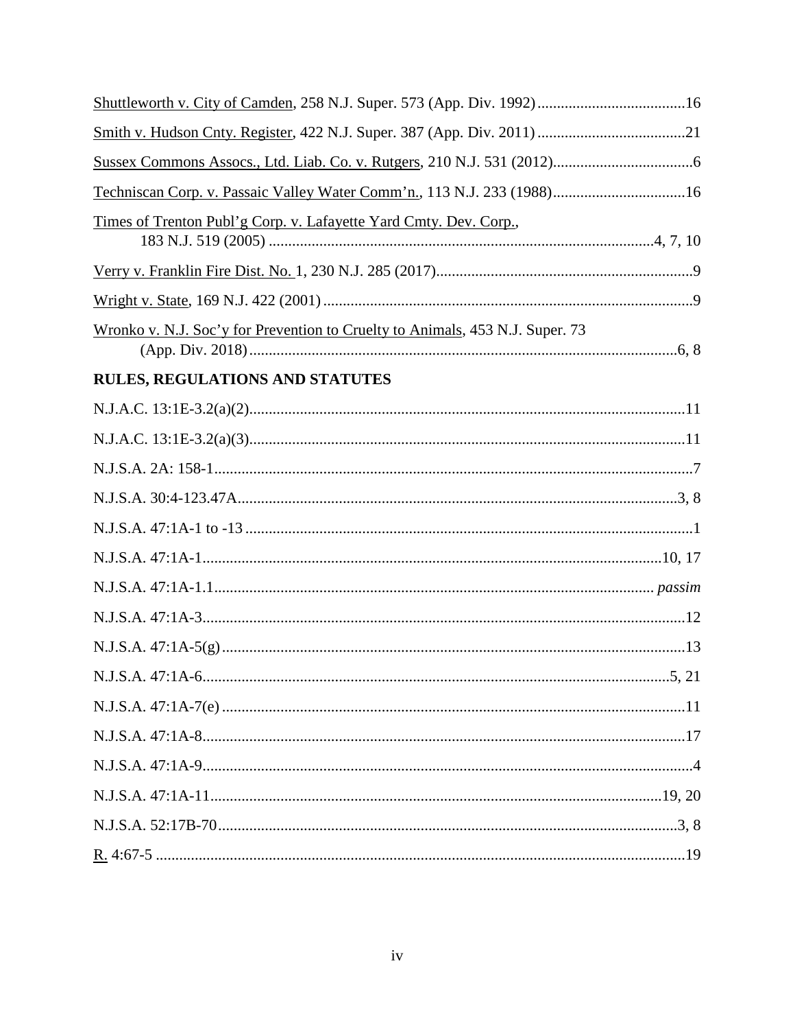Shuttleworth v. City of Camden, 258 N.J. Super. 573 (App. Div. 1992) ......................................16

Smith v. Hudson Cnty. Register, 422 N.J. Super. 387 (App. Div. 2011) ......................................21

Sussex Commons Assocs., Ltd. Liab. Co. v. Rutgers, 210 N.J. 531 (2012)....................................6

Techniscan Corp. v. Passaic Valley Water Comm'n., 113 N.J. 233 (1988)..................................16

Times of Trenton Publ'g Corp. v. Lafayette Yard Cmty. Dev. Corp., 183 N.J. 519 (2005) ..................................................................................................4, 7, 10

Verry v. Franklin Fire Dist. No. 1, 230 N.J. 285 (2017)..................................................................9

Wright v. State, 169 N.J. 422 (2001) ...............................................................................................9

Wronko v. N.J. Soc'y for Prevention to Cruelty to Animals, 453 N.J. Super. 73 (App. Div. 2018)...............................................................................................................6, 8

## RULES, REGULATIONS AND STATUTES

N.J.A.C. 13:1E-3.2(a)(2)................................................................................................................11

N.J.A.C. 13:1E-3.2(a)(3)................................................................................................................11

N.J.S.A. 2A: 158-1..........................................................................................................................7

N.J.S.A. 30:4-123.47A.................................................................................................................3, 8

N.J.S.A. 47:1A-1 to -13 ..................................................................................................................1

N.J.S.A. 47:1A-1......................................................................................................................10, 17

N.J.S.A. 47:1A-1.1................................................................................................................ *passim*

N.J.S.A. 47:1A-3............................................................................................................................12

N.J.S.A. 47:1A-5(g) .......................................................................................................................13

N.J.S.A. 47:1A-6.........................................................................................................................5, 21

N.J.S.A. 47:1A-7(e) .......................................................................................................................11

N.J.S.A. 47:1A-8............................................................................................................................17

N.J.S.A. 47:1A-9..............................................................................................................................4

N.J.S.A. 47:1A-11....................................................................................................................19, 20

N.J.S.A. 52:17B-70.......................................................................................................................3, 8

R. 4:67-5 ........................................................................................................................................19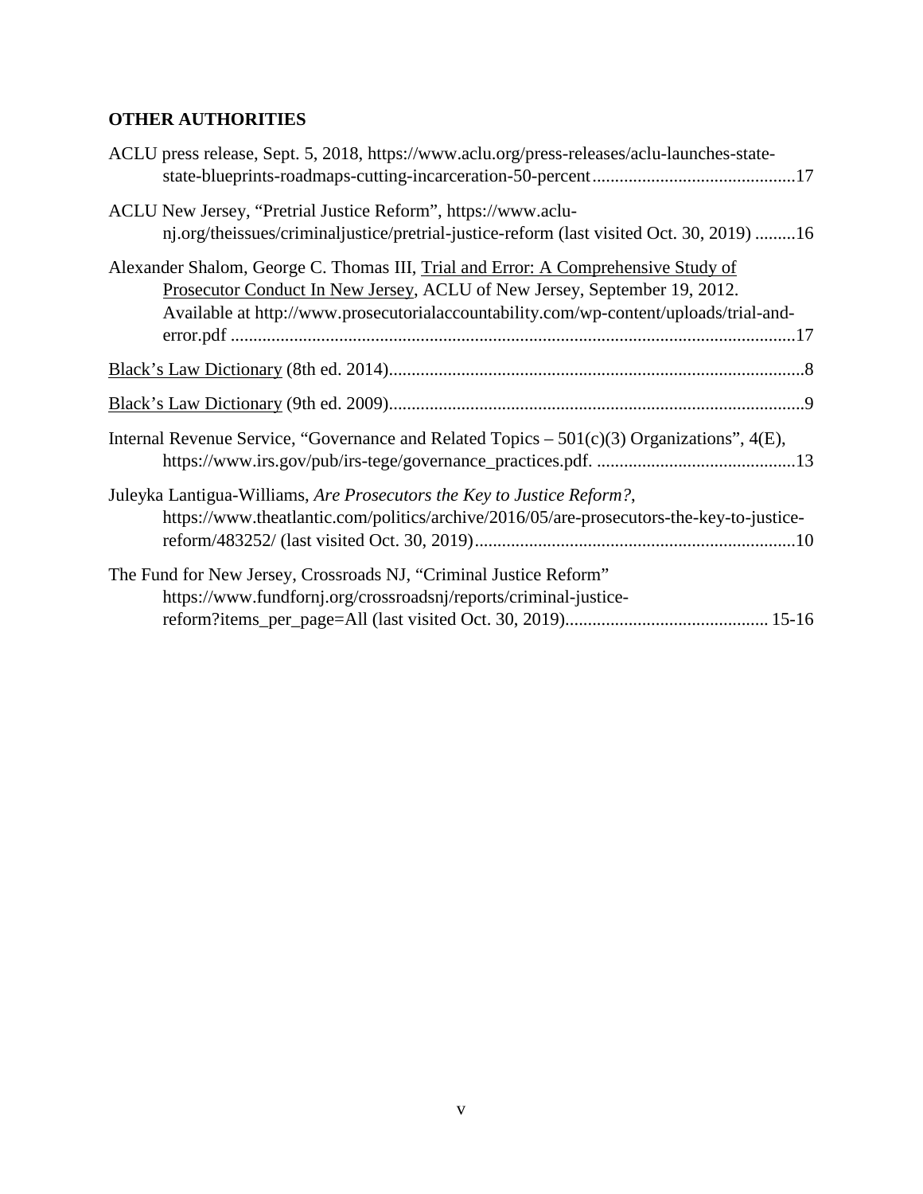## OTHER AUTHORITIES

ACLU press release, Sept. 5, 2018, https://www.aclu.org/press-releases/aclu-launches-state-state-blueprints-roadmaps-cutting-incarceration-50-percent............................................17

ACLU New Jersey, "Pretrial Justice Reform", https://www.aclu-nj.org/theissues/criminaljustice/pretrial-justice-reform (last visited Oct. 30, 2019) .........16

Alexander Shalom, George C. Thomas III, Trial and Error: A Comprehensive Study of Prosecutor Conduct In New Jersey, ACLU of New Jersey, September 19, 2012. Available at http://www.prosecutorialaccountability.com/wp-content/uploads/trial-and-error.pdf ...........................................................................................................................17

Black's Law Dictionary (8th ed. 2014)...........................................................................................8

Black's Law Dictionary (9th ed. 2009)...........................................................................................9

Internal Revenue Service, "Governance and Related Topics – 501(c)(3) Organizations", 4(E), https://www.irs.gov/pub/irs-tege/governance_practices.pdf. ............................................13

Juleyka Lantigua-Williams, *Are Prosecutors the Key to Justice Reform?*, https://www.theatlantic.com/politics/archive/2016/05/are-prosecutors-the-key-to-justice-reform/483252/ (last visited Oct. 30, 2019)......................................................................10

The Fund for New Jersey, Crossroads NJ, "Criminal Justice Reform" https://www.fundfornj.org/crossroadsnj/reports/criminal-justice-reform?items_per_page=All (last visited Oct. 30, 2019)............................................ 15-16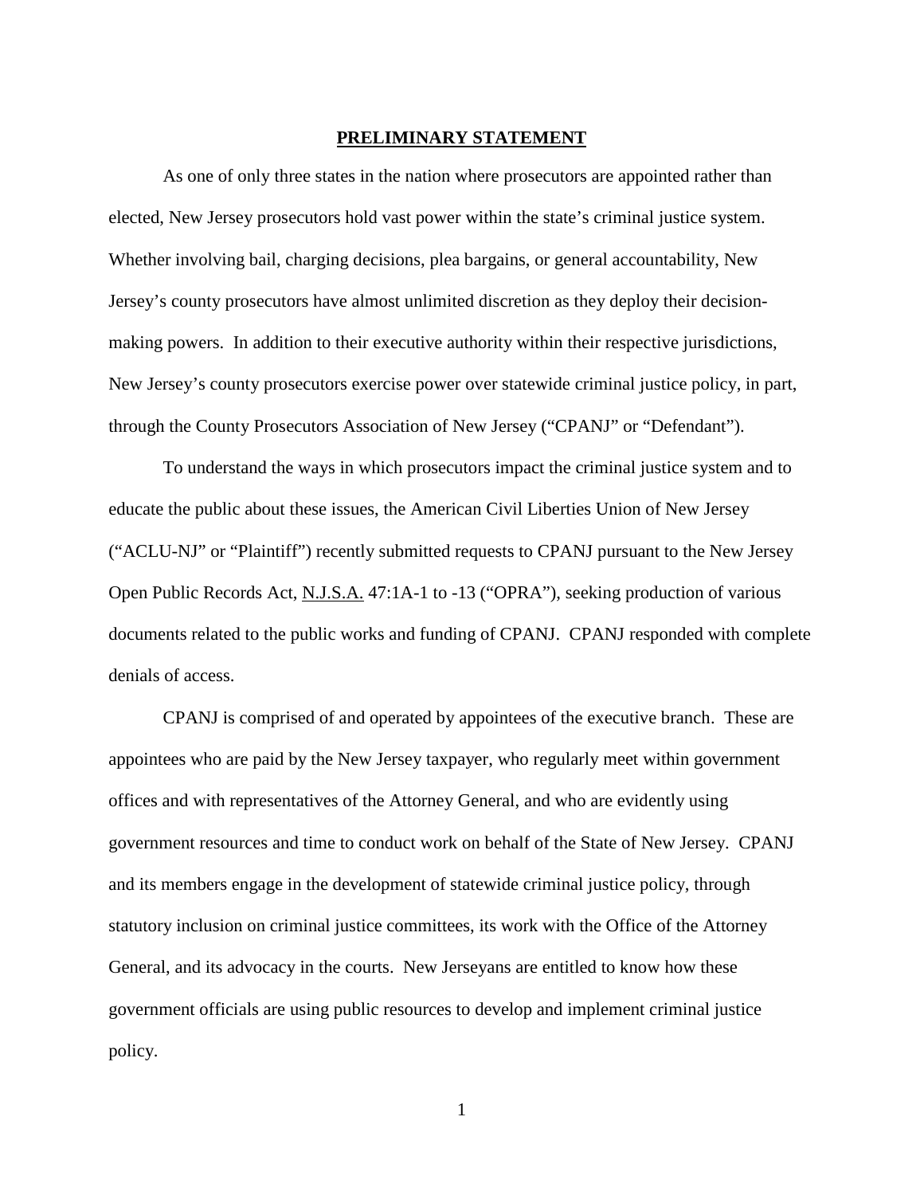## PRELIMINARY STATEMENT

As one of only three states in the nation where prosecutors are appointed rather than elected, New Jersey prosecutors hold vast power within the state's criminal justice system. Whether involving bail, charging decisions, plea bargains, or general accountability, New Jersey's county prosecutors have almost unlimited discretion as they deploy their decision-making powers. In addition to their executive authority within their respective jurisdictions, New Jersey's county prosecutors exercise power over statewide criminal justice policy, in part, through the County Prosecutors Association of New Jersey ("CPANJ" or "Defendant").

To understand the ways in which prosecutors impact the criminal justice system and to educate the public about these issues, the American Civil Liberties Union of New Jersey ("ACLU-NJ" or "Plaintiff") recently submitted requests to CPANJ pursuant to the New Jersey Open Public Records Act, N.J.S.A. 47:1A-1 to -13 ("OPRA"), seeking production of various documents related to the public works and funding of CPANJ. CPANJ responded with complete denials of access.

CPANJ is comprised of and operated by appointees of the executive branch. These are appointees who are paid by the New Jersey taxpayer, who regularly meet within government offices and with representatives of the Attorney General, and who are evidently using government resources and time to conduct work on behalf of the State of New Jersey. CPANJ and its members engage in the development of statewide criminal justice policy, through statutory inclusion on criminal justice committees, its work with the Office of the Attorney General, and its advocacy in the courts. New Jerseyans are entitled to know how these government officials are using public resources to develop and implement criminal justice policy.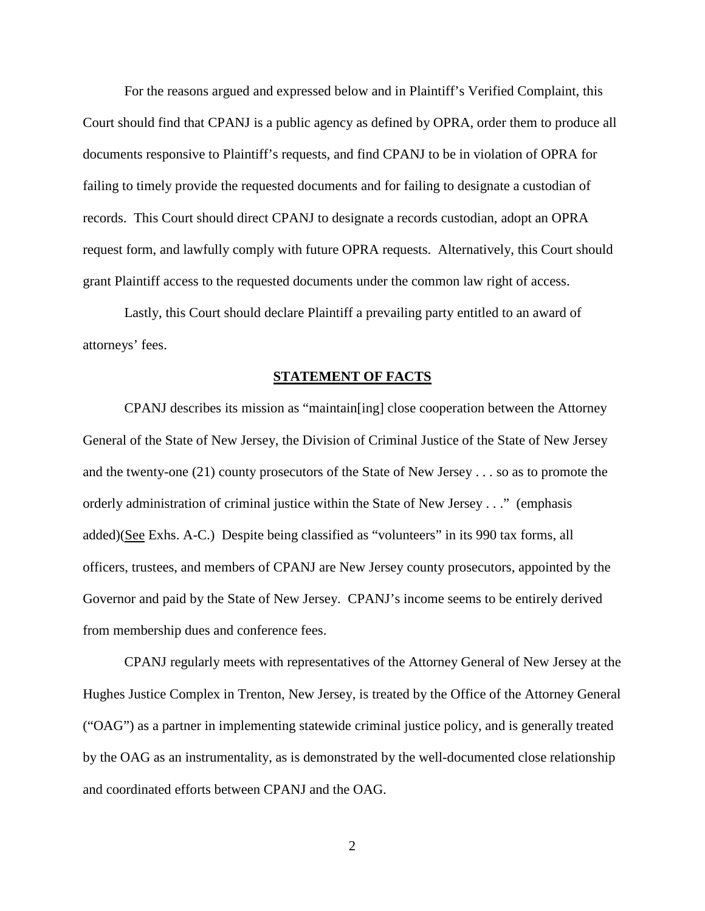For the reasons argued and expressed below and in Plaintiff's Verified Complaint, this Court should find that CPANJ is a public agency as defined by OPRA, order them to produce all documents responsive to Plaintiff's requests, and find CPANJ to be in violation of OPRA for failing to timely provide the requested documents and for failing to designate a custodian of records. This Court should direct CPANJ to designate a records custodian, adopt an OPRA request form, and lawfully comply with future OPRA requests. Alternatively, this Court should grant Plaintiff access to the requested documents under the common law right of access.

Lastly, this Court should declare Plaintiff a prevailing party entitled to an award of attorneys' fees.

## **STATEMENT OF FACTS**

CPANJ describes its mission as "maintain[ing] close cooperation between the Attorney General of the State of New Jersey, the Division of Criminal Justice of the State of New Jersey and the twenty-one (21) county prosecutors of the State of New Jersey . . . so as to promote the orderly administration of criminal justice within the State of New Jersey . . ." (emphasis added)(See Exhs. A-C.) Despite being classified as "volunteers" in its 990 tax forms, all officers, trustees, and members of CPANJ are New Jersey county prosecutors, appointed by the Governor and paid by the State of New Jersey. CPANJ's income seems to be entirely derived from membership dues and conference fees.

CPANJ regularly meets with representatives of the Attorney General of New Jersey at the Hughes Justice Complex in Trenton, New Jersey, is treated by the Office of the Attorney General ("OAG") as a partner in implementing statewide criminal justice policy, and is generally treated by the OAG as an instrumentality, as is demonstrated by the well-documented close relationship and coordinated efforts between CPANJ and the OAG.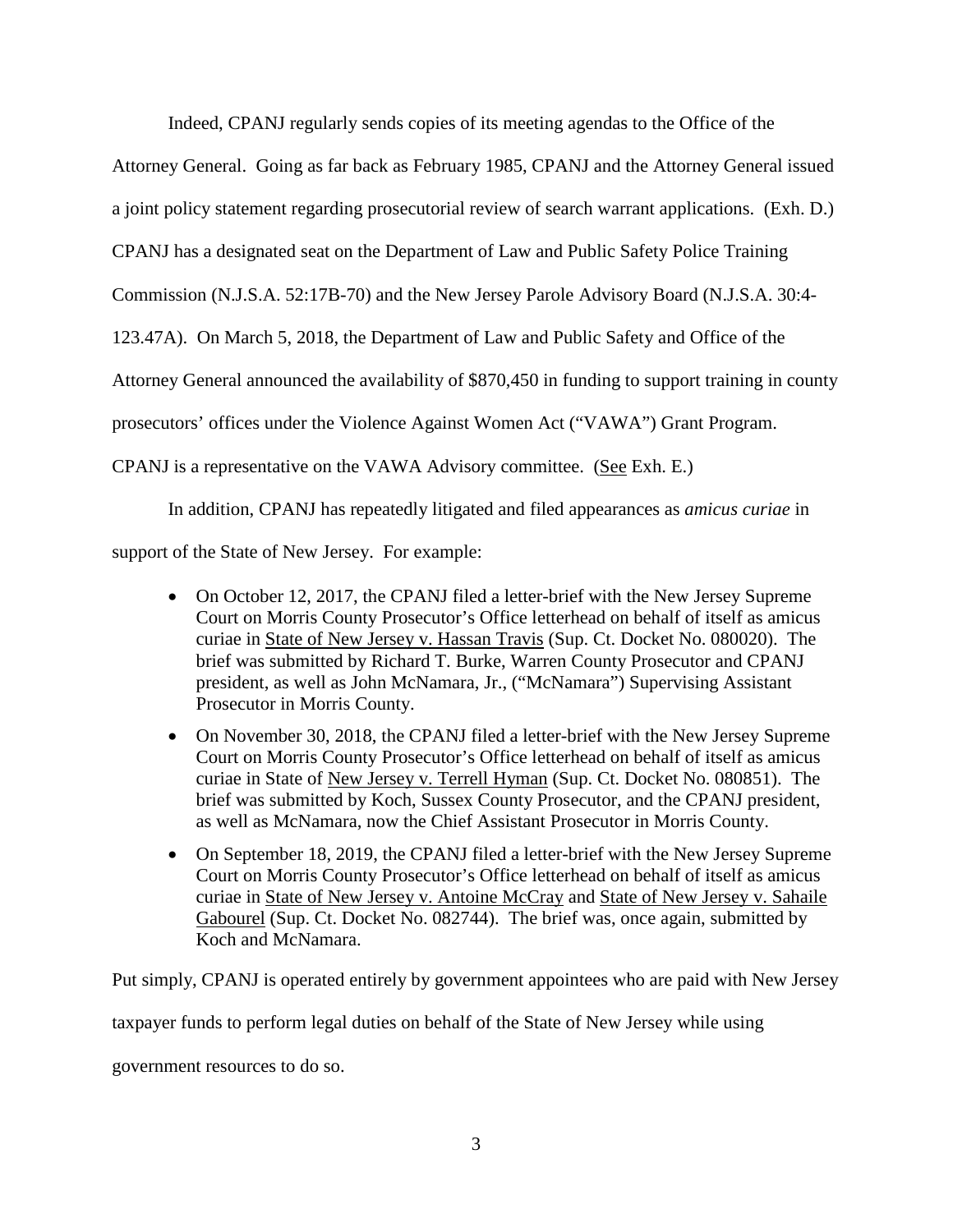Indeed, CPANJ regularly sends copies of its meeting agendas to the Office of the Attorney General. Going as far back as February 1985, CPANJ and the Attorney General issued a joint policy statement regarding prosecutorial review of search warrant applications. (Exh. D.) CPANJ has a designated seat on the Department of Law and Public Safety Police Training Commission (N.J.S.A. 52:17B-70) and the New Jersey Parole Advisory Board (N.J.S.A. 30:4-123.47A). On March 5, 2018, the Department of Law and Public Safety and Office of the Attorney General announced the availability of $870,450 in funding to support training in county prosecutors' offices under the Violence Against Women Act ("VAWA") Grant Program. CPANJ is a representative on the VAWA Advisory committee. (See Exh. E.)

In addition, CPANJ has repeatedly litigated and filed appearances as *amicus curiae* in support of the State of New Jersey. For example:

- On October 12, 2017, the CPANJ filed a letter-brief with the New Jersey Supreme Court on Morris County Prosecutor's Office letterhead on behalf of itself as amicus curiae in State of New Jersey v. Hassan Travis (Sup. Ct. Docket No. 080020). The brief was submitted by Richard T. Burke, Warren County Prosecutor and CPANJ president, as well as John McNamara, Jr., ("McNamara") Supervising Assistant Prosecutor in Morris County.
- On November 30, 2018, the CPANJ filed a letter-brief with the New Jersey Supreme Court on Morris County Prosecutor's Office letterhead on behalf of itself as amicus curiae in State of New Jersey v. Terrell Hyman (Sup. Ct. Docket No. 080851). The brief was submitted by Koch, Sussex County Prosecutor, and the CPANJ president, as well as McNamara, now the Chief Assistant Prosecutor in Morris County.
- On September 18, 2019, the CPANJ filed a letter-brief with the New Jersey Supreme Court on Morris County Prosecutor's Office letterhead on behalf of itself as amicus curiae in State of New Jersey v. Antoine McCray and State of New Jersey v. Sahaile Gabourel (Sup. Ct. Docket No. 082744). The brief was, once again, submitted by Koch and McNamara.

Put simply, CPANJ is operated entirely by government appointees who are paid with New Jersey taxpayer funds to perform legal duties on behalf of the State of New Jersey while using government resources to do so.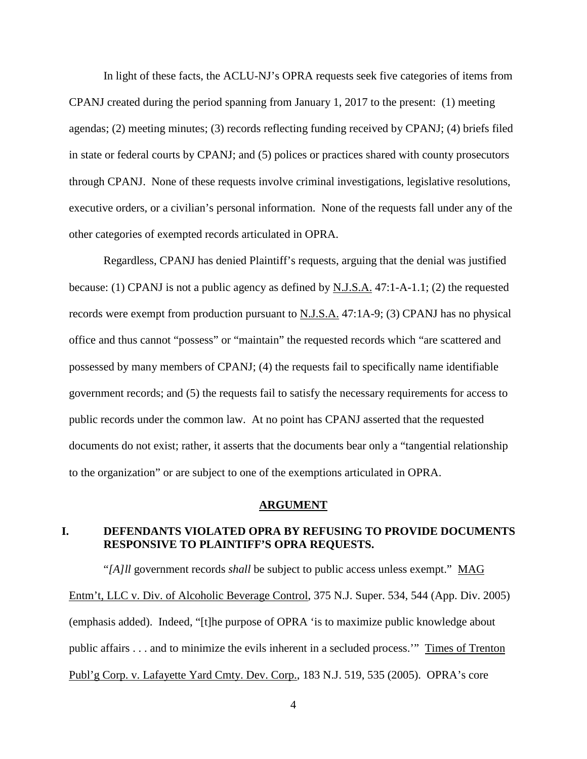In light of these facts, the ACLU-NJ's OPRA requests seek five categories of items from CPANJ created during the period spanning from January 1, 2017 to the present: (1) meeting agendas; (2) meeting minutes; (3) records reflecting funding received by CPANJ; (4) briefs filed in state or federal courts by CPANJ; and (5) polices or practices shared with county prosecutors through CPANJ. None of these requests involve criminal investigations, legislative resolutions, executive orders, or a civilian's personal information. None of the requests fall under any of the other categories of exempted records articulated in OPRA.

Regardless, CPANJ has denied Plaintiff's requests, arguing that the denial was justified because: (1) CPANJ is not a public agency as defined by N.J.S.A. 47:1-A-1.1; (2) the requested records were exempt from production pursuant to N.J.S.A. 47:1A-9; (3) CPANJ has no physical office and thus cannot "possess" or "maintain" the requested records which "are scattered and possessed by many members of CPANJ; (4) the requests fail to specifically name identifiable government records; and (5) the requests fail to satisfy the necessary requirements for access to public records under the common law. At no point has CPANJ asserted that the requested documents do not exist; rather, it asserts that the documents bear only a "tangential relationship to the organization" or are subject to one of the exemptions articulated in OPRA.

## ARGUMENT

### I. DEFENDANTS VIOLATED OPRA BY REFUSING TO PROVIDE DOCUMENTS RESPONSIVE TO PLAINTIFF'S OPRA REQUESTS.

"*[A]ll* government records *shall* be subject to public access unless exempt." MAG Entm't, LLC v. Div. of Alcoholic Beverage Control, 375 N.J. Super. 534, 544 (App. Div. 2005) (emphasis added). Indeed, "[t]he purpose of OPRA 'is to maximize public knowledge about public affairs . . . and to minimize the evils inherent in a secluded process.'" Times of Trenton Publ'g Corp. v. Lafayette Yard Cmty. Dev. Corp., 183 N.J. 519, 535 (2005). OPRA's core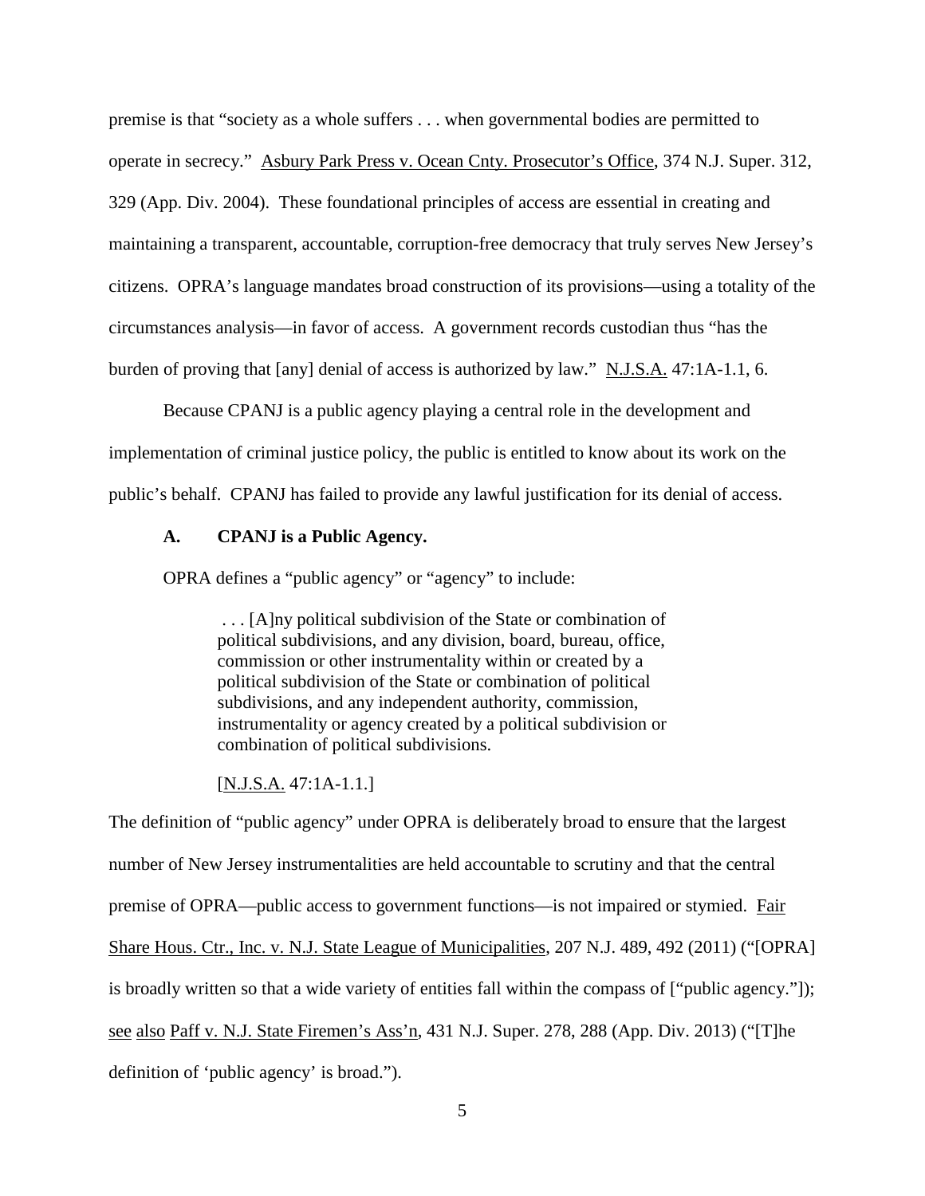premise is that "society as a whole suffers . . . when governmental bodies are permitted to operate in secrecy." Asbury Park Press v. Ocean Cnty. Prosecutor's Office, 374 N.J. Super. 312, 329 (App. Div. 2004). These foundational principles of access are essential in creating and maintaining a transparent, accountable, corruption-free democracy that truly serves New Jersey's citizens. OPRA's language mandates broad construction of its provisions—using a totality of the circumstances analysis—in favor of access. A government records custodian thus "has the burden of proving that [any] denial of access is authorized by law." N.J.S.A. 47:1A-1.1, 6.

Because CPANJ is a public agency playing a central role in the development and implementation of criminal justice policy, the public is entitled to know about its work on the public's behalf. CPANJ has failed to provide any lawful justification for its denial of access.

### A. CPANJ is a Public Agency.

OPRA defines a "public agency" or "agency" to include:

> . . . [A]ny political subdivision of the State or combination of political subdivisions, and any division, board, bureau, office, commission or other instrumentality within or created by a political subdivision of the State or combination of political subdivisions, and any independent authority, commission, instrumentality or agency created by a political subdivision or combination of political subdivisions.
>
> [N.J.S.A. 47:1A-1.1.]

The definition of "public agency" under OPRA is deliberately broad to ensure that the largest number of New Jersey instrumentalities are held accountable to scrutiny and that the central premise of OPRA—public access to government functions—is not impaired or stymied. Fair Share Hous. Ctr., Inc. v. N.J. State League of Municipalities, 207 N.J. 489, 492 (2011) ("[OPRA] is broadly written so that a wide variety of entities fall within the compass of ["public agency."]); see also Paff v. N.J. State Firemen's Ass'n, 431 N.J. Super. 278, 288 (App. Div. 2013) ("[T]he definition of 'public agency' is broad.").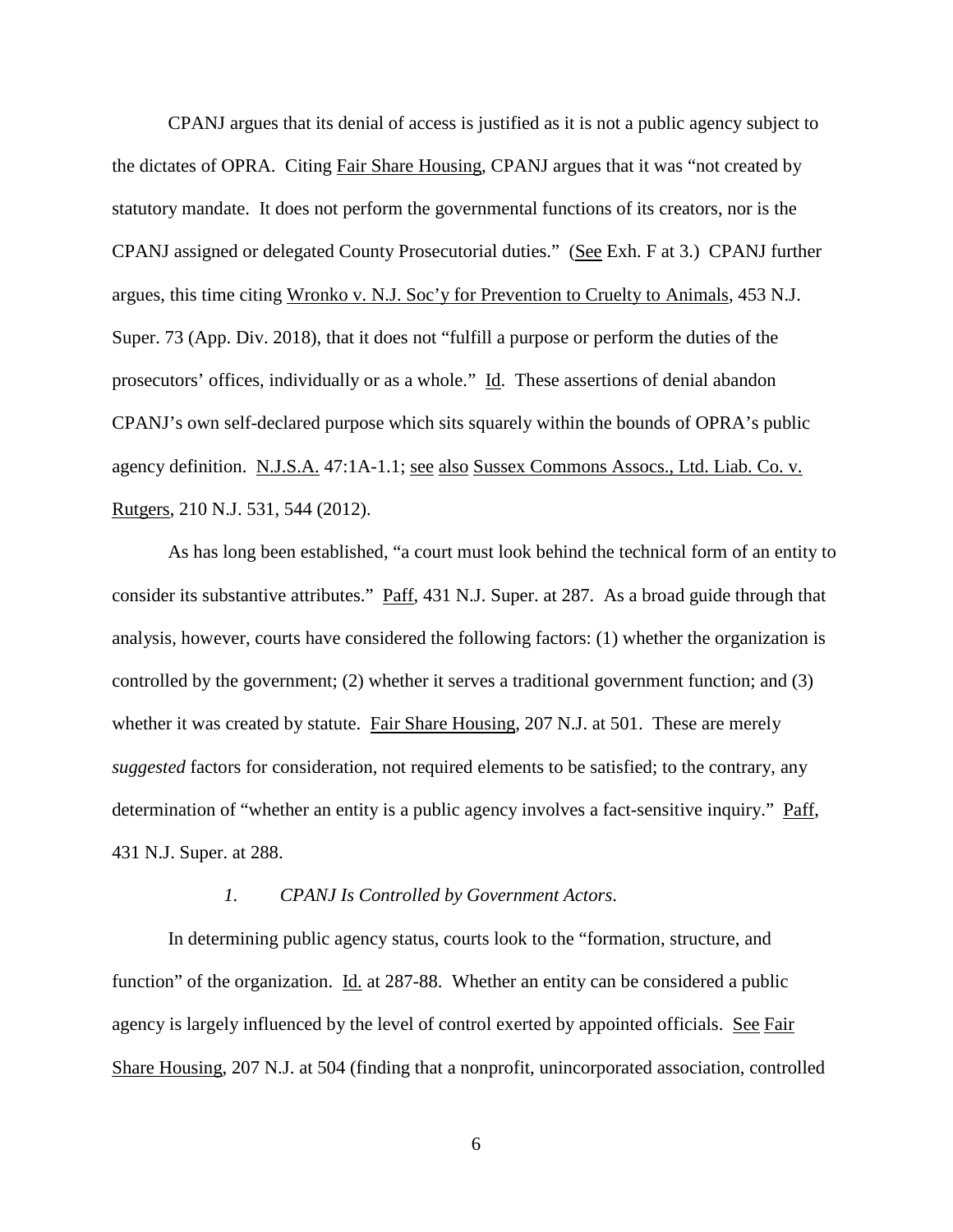CPANJ argues that its denial of access is justified as it is not a public agency subject to the dictates of OPRA. Citing Fair Share Housing, CPANJ argues that it was "not created by statutory mandate. It does not perform the governmental functions of its creators, nor is the CPANJ assigned or delegated County Prosecutorial duties." (See Exh. F at 3.) CPANJ further argues, this time citing Wronko v. N.J. Soc'y for Prevention to Cruelty to Animals, 453 N.J. Super. 73 (App. Div. 2018), that it does not "fulfill a purpose or perform the duties of the prosecutors' offices, individually or as a whole." Id. These assertions of denial abandon CPANJ's own self-declared purpose which sits squarely within the bounds of OPRA's public agency definition. N.J.S.A. 47:1A-1.1; see also Sussex Commons Assocs., Ltd. Liab. Co. v. Rutgers, 210 N.J. 531, 544 (2012).

As has long been established, "a court must look behind the technical form of an entity to consider its substantive attributes." Paff, 431 N.J. Super. at 287. As a broad guide through that analysis, however, courts have considered the following factors: (1) whether the organization is controlled by the government; (2) whether it serves a traditional government function; and (3) whether it was created by statute. Fair Share Housing, 207 N.J. at 501. These are merely *suggested* factors for consideration, not required elements to be satisfied; to the contrary, any determination of "whether an entity is a public agency involves a fact-sensitive inquiry." Paff, 431 N.J. Super. at 288.

### *1. CPANJ Is Controlled by Government Actors.*

In determining public agency status, courts look to the "formation, structure, and function" of the organization. Id. at 287-88. Whether an entity can be considered a public agency is largely influenced by the level of control exerted by appointed officials. See Fair Share Housing, 207 N.J. at 504 (finding that a nonprofit, unincorporated association, controlled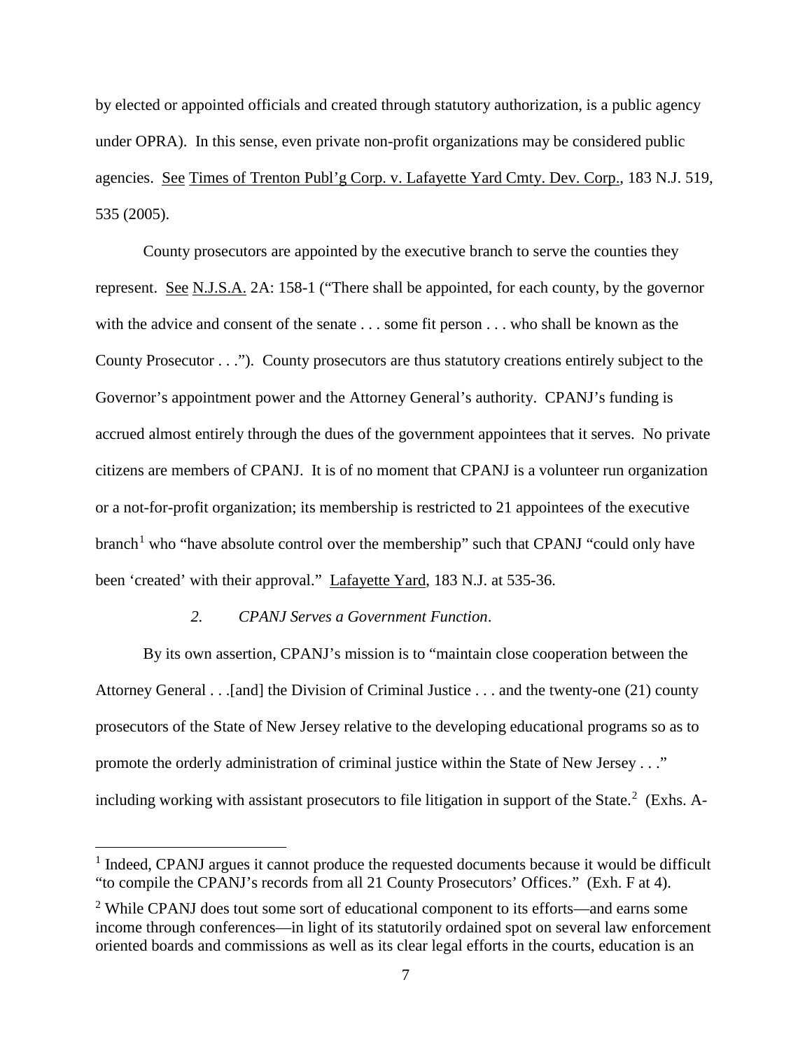by elected or appointed officials and created through statutory authorization, is a public agency under OPRA). In this sense, even private non-profit organizations may be considered public agencies. See Times of Trenton Publ'g Corp. v. Lafayette Yard Cmty. Dev. Corp., 183 N.J. 519, 535 (2005).

County prosecutors are appointed by the executive branch to serve the counties they represent. See N.J.S.A. 2A: 158-1 ("There shall be appointed, for each county, by the governor with the advice and consent of the senate . . . some fit person . . . who shall be known as the County Prosecutor . . ."). County prosecutors are thus statutory creations entirely subject to the Governor's appointment power and the Attorney General's authority. CPANJ's funding is accrued almost entirely through the dues of the government appointees that it serves. No private citizens are members of CPANJ. It is of no moment that CPANJ is a volunteer run organization or a not-for-profit organization; its membership is restricted to 21 appointees of the executive branch[1] who "have absolute control over the membership" such that CPANJ "could only have been 'created' with their approval." Lafayette Yard, 183 N.J. at 535-36.

*2. CPANJ Serves a Government Function.*

By its own assertion, CPANJ's mission is to "maintain close cooperation between the Attorney General . . .[and] the Division of Criminal Justice . . . and the twenty-one (21) county prosecutors of the State of New Jersey relative to the developing educational programs so as to promote the orderly administration of criminal justice within the State of New Jersey . . ." including working with assistant prosecutors to file litigation in support of the State.[2] (Exhs. A-

---

[1] Indeed, CPANJ argues it cannot produce the requested documents because it would be difficult "to compile the CPANJ's records from all 21 County Prosecutors' Offices." (Exh. F at 4).

[2] While CPANJ does tout some sort of educational component to its efforts—and earns some income through conferences—in light of its statutorily ordained spot on several law enforcement oriented boards and commissions as well as its clear legal efforts in the courts, education is an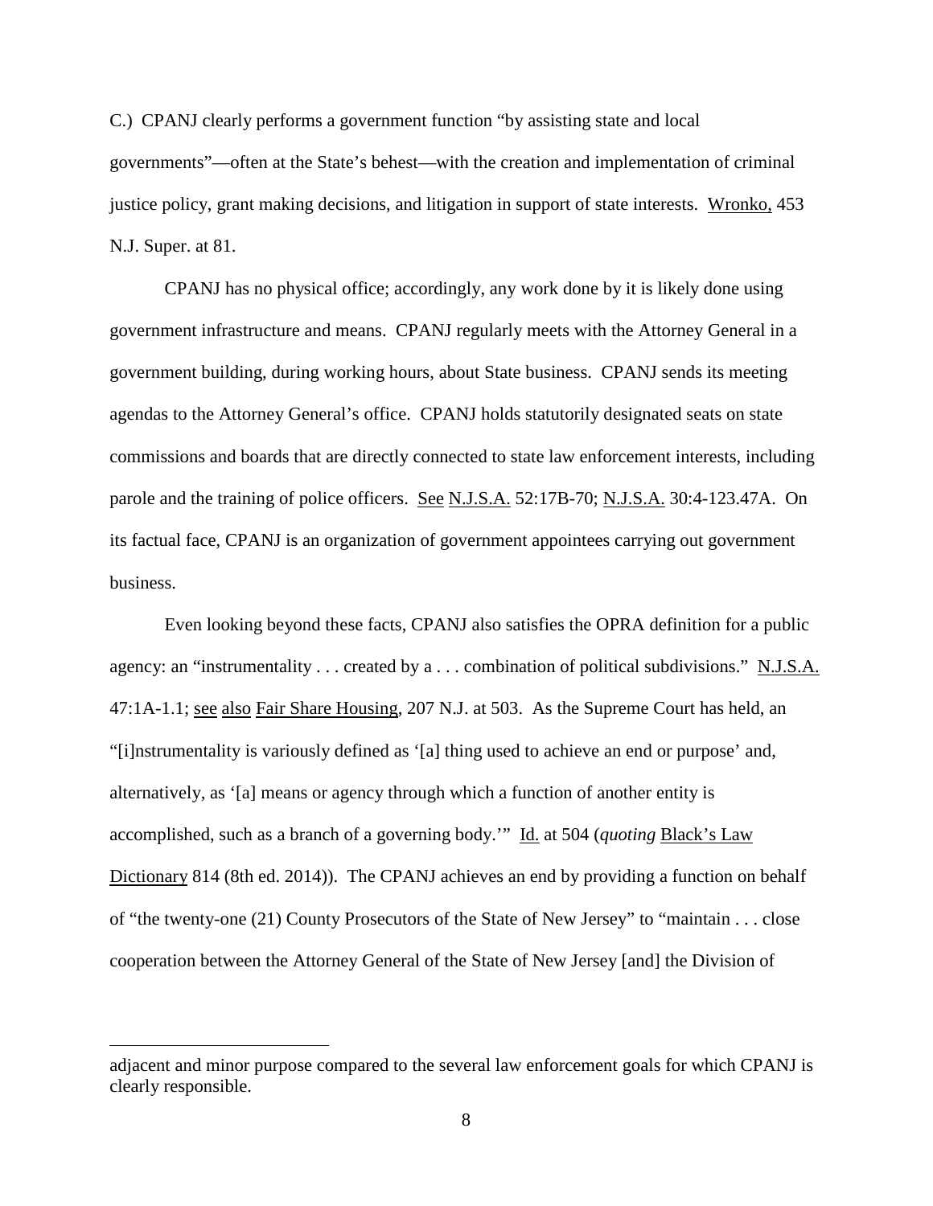C.) CPANJ clearly performs a government function "by assisting state and local governments"—often at the State's behest—with the creation and implementation of criminal justice policy, grant making decisions, and litigation in support of state interests. Wronko, 453 N.J. Super. at 81.

CPANJ has no physical office; accordingly, any work done by it is likely done using government infrastructure and means. CPANJ regularly meets with the Attorney General in a government building, during working hours, about State business. CPANJ sends its meeting agendas to the Attorney General's office. CPANJ holds statutorily designated seats on state commissions and boards that are directly connected to state law enforcement interests, including parole and the training of police officers. See N.J.S.A. 52:17B-70; N.J.S.A. 30:4-123.47A. On its factual face, CPANJ is an organization of government appointees carrying out government business.

Even looking beyond these facts, CPANJ also satisfies the OPRA definition for a public agency: an "instrumentality . . . created by a . . . combination of political subdivisions." N.J.S.A. 47:1A-1.1; see also Fair Share Housing, 207 N.J. at 503. As the Supreme Court has held, an "[i]nstrumentality is variously defined as '[a] thing used to achieve an end or purpose' and, alternatively, as '[a] means or agency through which a function of another entity is accomplished, such as a branch of a governing body.'" Id. at 504 (*quoting* Black's Law Dictionary 814 (8th ed. 2014)). The CPANJ achieves an end by providing a function on behalf of "the twenty-one (21) County Prosecutors of the State of New Jersey" to "maintain . . . close cooperation between the Attorney General of the State of New Jersey [and] the Division of

---

adjacent and minor purpose compared to the several law enforcement goals for which CPANJ is clearly responsible.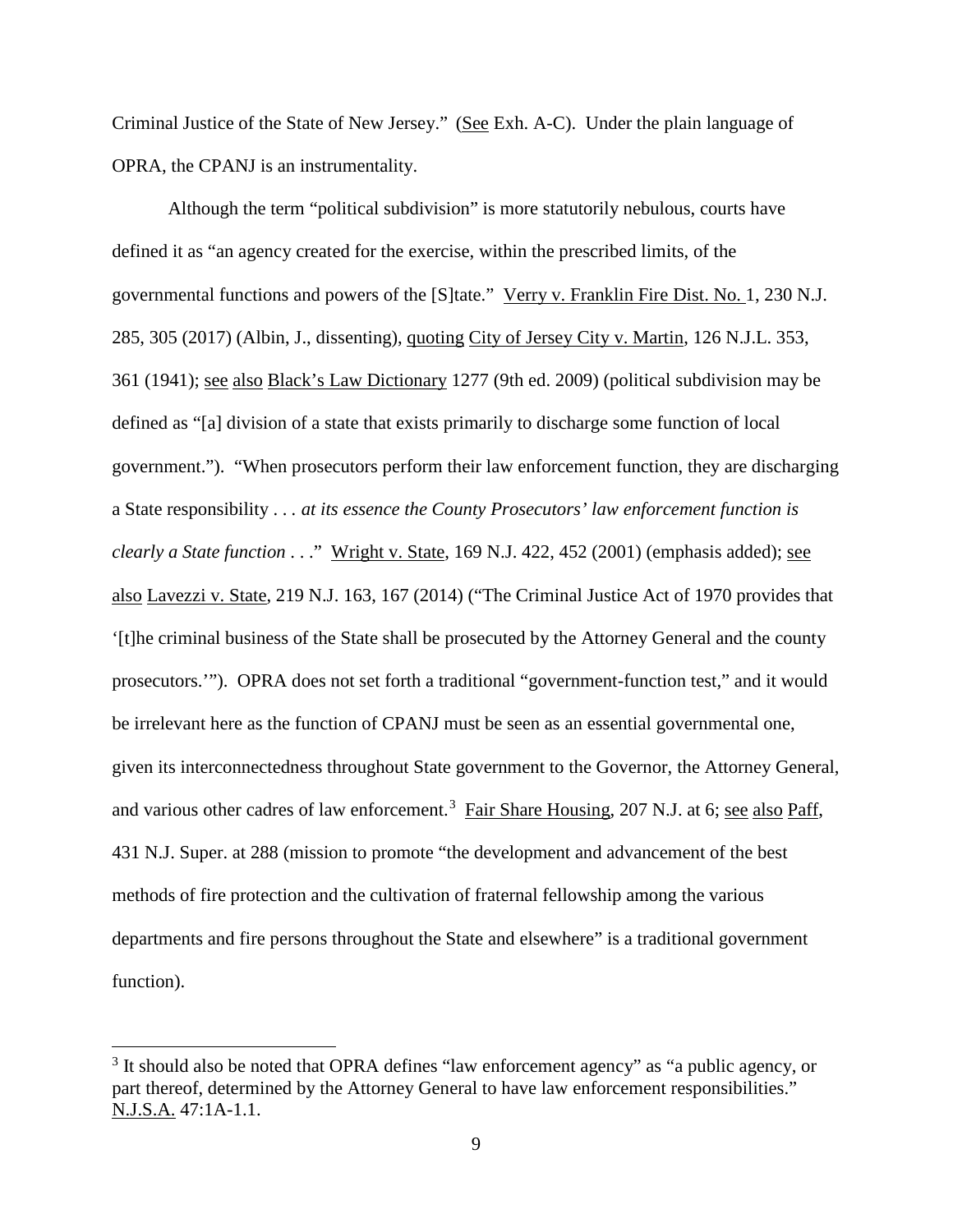Criminal Justice of the State of New Jersey." (See Exh. A-C). Under the plain language of OPRA, the CPANJ is an instrumentality.

Although the term "political subdivision" is more statutorily nebulous, courts have defined it as "an agency created for the exercise, within the prescribed limits, of the governmental functions and powers of the [S]tate." Verry v. Franklin Fire Dist. No. 1, 230 N.J. 285, 305 (2017) (Albin, J., dissenting), quoting City of Jersey City v. Martin, 126 N.J.L. 353, 361 (1941); see also Black's Law Dictionary 1277 (9th ed. 2009) (political subdivision may be defined as "[a] division of a state that exists primarily to discharge some function of local government."). "When prosecutors perform their law enforcement function, they are discharging a State responsibility . . . *at its essence the County Prosecutors' law enforcement function is clearly a State function* . . ." Wright v. State, 169 N.J. 422, 452 (2001) (emphasis added); see also Lavezzi v. State, 219 N.J. 163, 167 (2014) ("The Criminal Justice Act of 1970 provides that '[t]he criminal business of the State shall be prosecuted by the Attorney General and the county prosecutors.'"). OPRA does not set forth a traditional "government-function test," and it would be irrelevant here as the function of CPANJ must be seen as an essential governmental one, given its interconnectedness throughout State government to the Governor, the Attorney General, and various other cadres of law enforcement.[3] Fair Share Housing, 207 N.J. at 6; see also Paff, 431 N.J. Super. at 288 (mission to promote "the development and advancement of the best methods of fire protection and the cultivation of fraternal fellowship among the various departments and fire persons throughout the State and elsewhere" is a traditional government function).

[3] It should also be noted that OPRA defines "law enforcement agency" as "a public agency, or part thereof, determined by the Attorney General to have law enforcement responsibilities." N.J.S.A. 47:1A-1.1.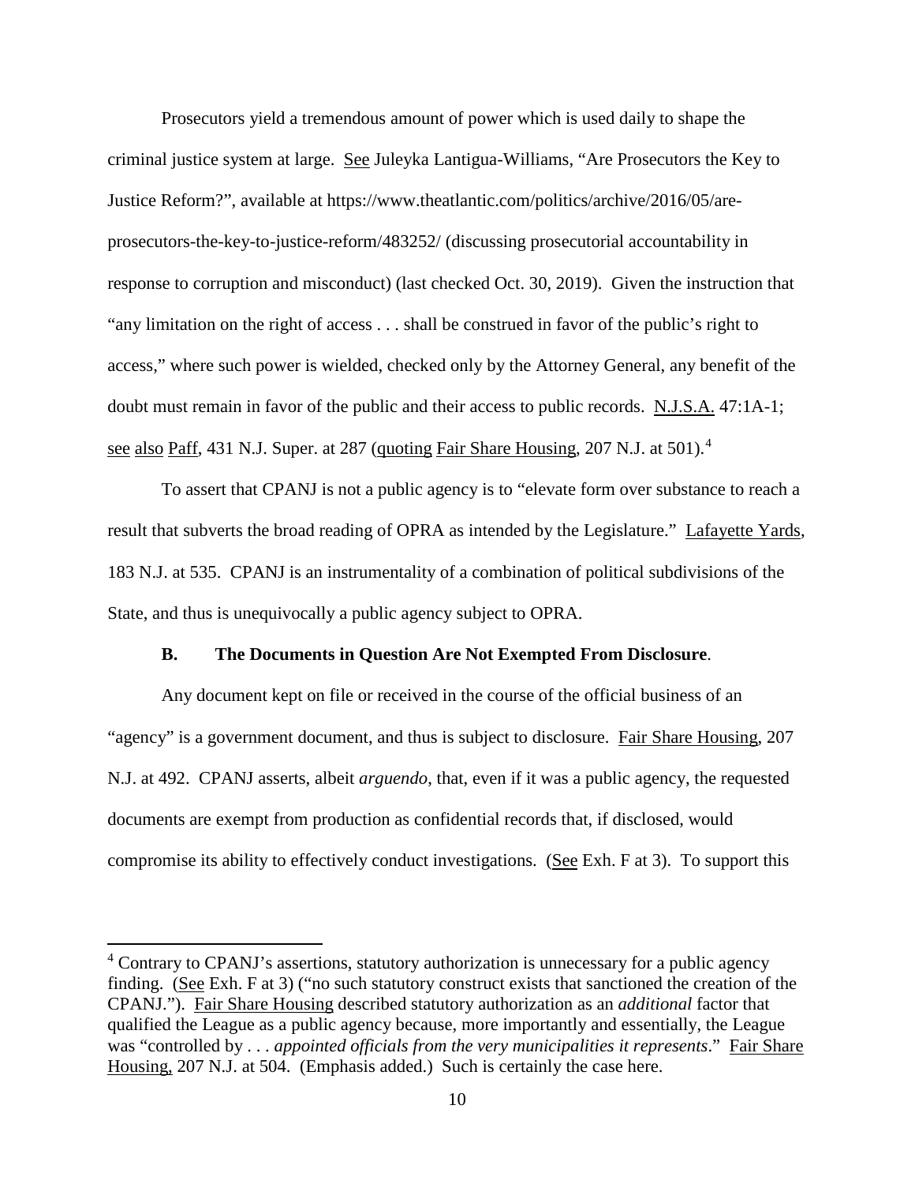Prosecutors yield a tremendous amount of power which is used daily to shape the criminal justice system at large. See Juleyka Lantigua-Williams, "Are Prosecutors the Key to Justice Reform?", available at https://www.theatlantic.com/politics/archive/2016/05/are-prosecutors-the-key-to-justice-reform/483252/ (discussing prosecutorial accountability in response to corruption and misconduct) (last checked Oct. 30, 2019). Given the instruction that "any limitation on the right of access . . . shall be construed in favor of the public's right to access," where such power is wielded, checked only by the Attorney General, any benefit of the doubt must remain in favor of the public and their access to public records. N.J.S.A. 47:1A-1; see also Paff, 431 N.J. Super. at 287 (quoting Fair Share Housing, 207 N.J. at 501).[4]

To assert that CPANJ is not a public agency is to "elevate form over substance to reach a result that subverts the broad reading of OPRA as intended by the Legislature." Lafayette Yards, 183 N.J. at 535. CPANJ is an instrumentality of a combination of political subdivisions of the State, and thus is unequivocally a public agency subject to OPRA.

### B. The Documents in Question Are Not Exempted From Disclosure.

Any document kept on file or received in the course of the official business of an "agency" is a government document, and thus is subject to disclosure. Fair Share Housing, 207 N.J. at 492. CPANJ asserts, albeit *arguendo*, that, even if it was a public agency, the requested documents are exempt from production as confidential records that, if disclosed, would compromise its ability to effectively conduct investigations. (See Exh. F at 3). To support this

---

[4] Contrary to CPANJ's assertions, statutory authorization is unnecessary for a public agency finding. (See Exh. F at 3) ("no such statutory construct exists that sanctioned the creation of the CPANJ."). Fair Share Housing described statutory authorization as an *additional* factor that qualified the League as a public agency because, more importantly and essentially, the League was "controlled by . . . *appointed officials from the very municipalities it represents*." Fair Share Housing, 207 N.J. at 504. (Emphasis added.) Such is certainly the case here.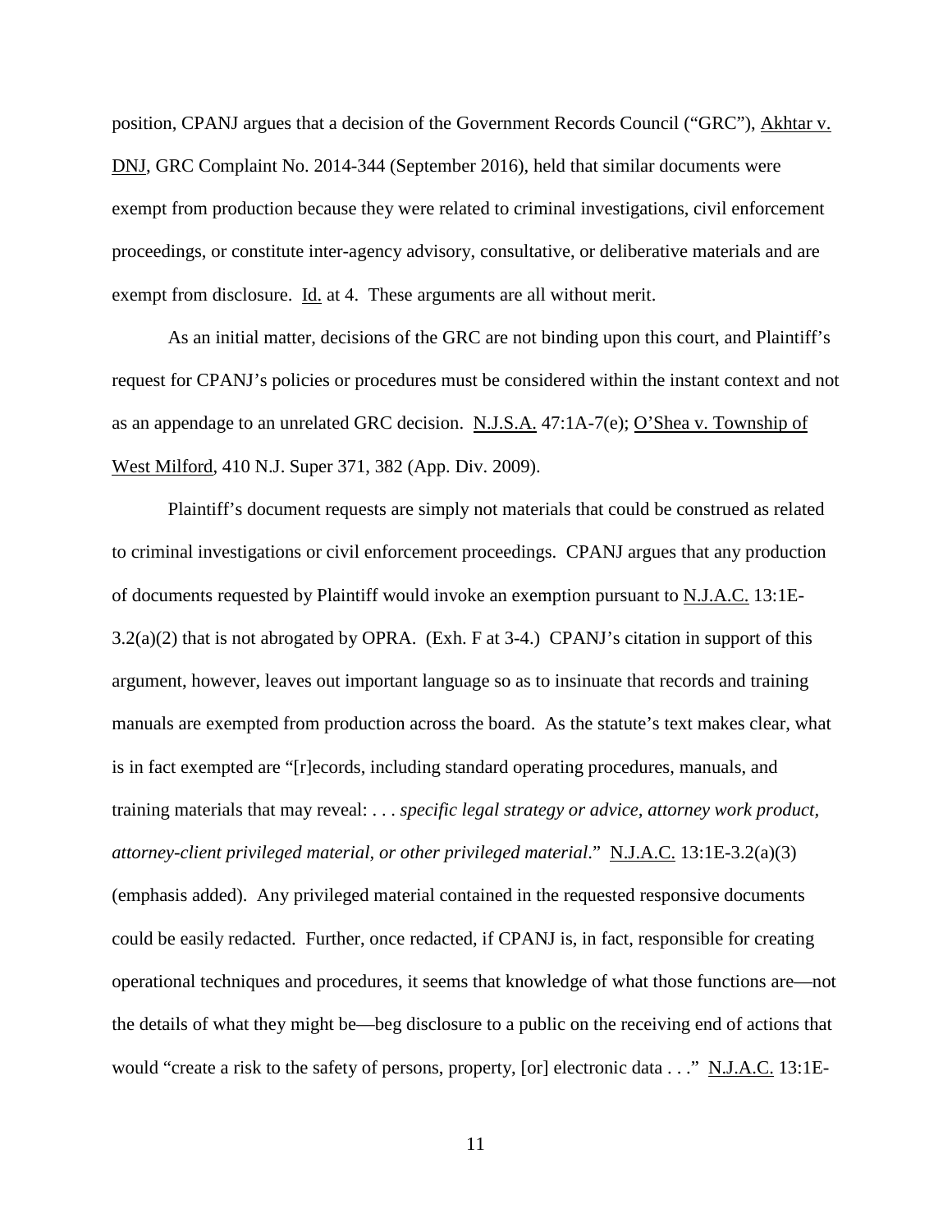position, CPANJ argues that a decision of the Government Records Council ("GRC"), Akhtar v. DNJ, GRC Complaint No. 2014-344 (September 2016), held that similar documents were exempt from production because they were related to criminal investigations, civil enforcement proceedings, or constitute inter-agency advisory, consultative, or deliberative materials and are exempt from disclosure. Id. at 4. These arguments are all without merit.

As an initial matter, decisions of the GRC are not binding upon this court, and Plaintiff's request for CPANJ's policies or procedures must be considered within the instant context and not as an appendage to an unrelated GRC decision. N.J.S.A. 47:1A-7(e); O'Shea v. Township of West Milford, 410 N.J. Super 371, 382 (App. Div. 2009).

Plaintiff's document requests are simply not materials that could be construed as related to criminal investigations or civil enforcement proceedings. CPANJ argues that any production of documents requested by Plaintiff would invoke an exemption pursuant to N.J.A.C. 13:1E-3.2(a)(2) that is not abrogated by OPRA. (Exh. F at 3-4.) CPANJ's citation in support of this argument, however, leaves out important language so as to insinuate that records and training manuals are exempted from production across the board. As the statute's text makes clear, what is in fact exempted are "[r]ecords, including standard operating procedures, manuals, and training materials that may reveal: . . . *specific legal strategy or advice, attorney work product, attorney-client privileged material, or other privileged material*." N.J.A.C. 13:1E-3.2(a)(3) (emphasis added). Any privileged material contained in the requested responsive documents could be easily redacted. Further, once redacted, if CPANJ is, in fact, responsible for creating operational techniques and procedures, it seems that knowledge of what those functions are—not the details of what they might be—beg disclosure to a public on the receiving end of actions that would "create a risk to the safety of persons, property, [or] electronic data . . ." N.J.A.C. 13:1E-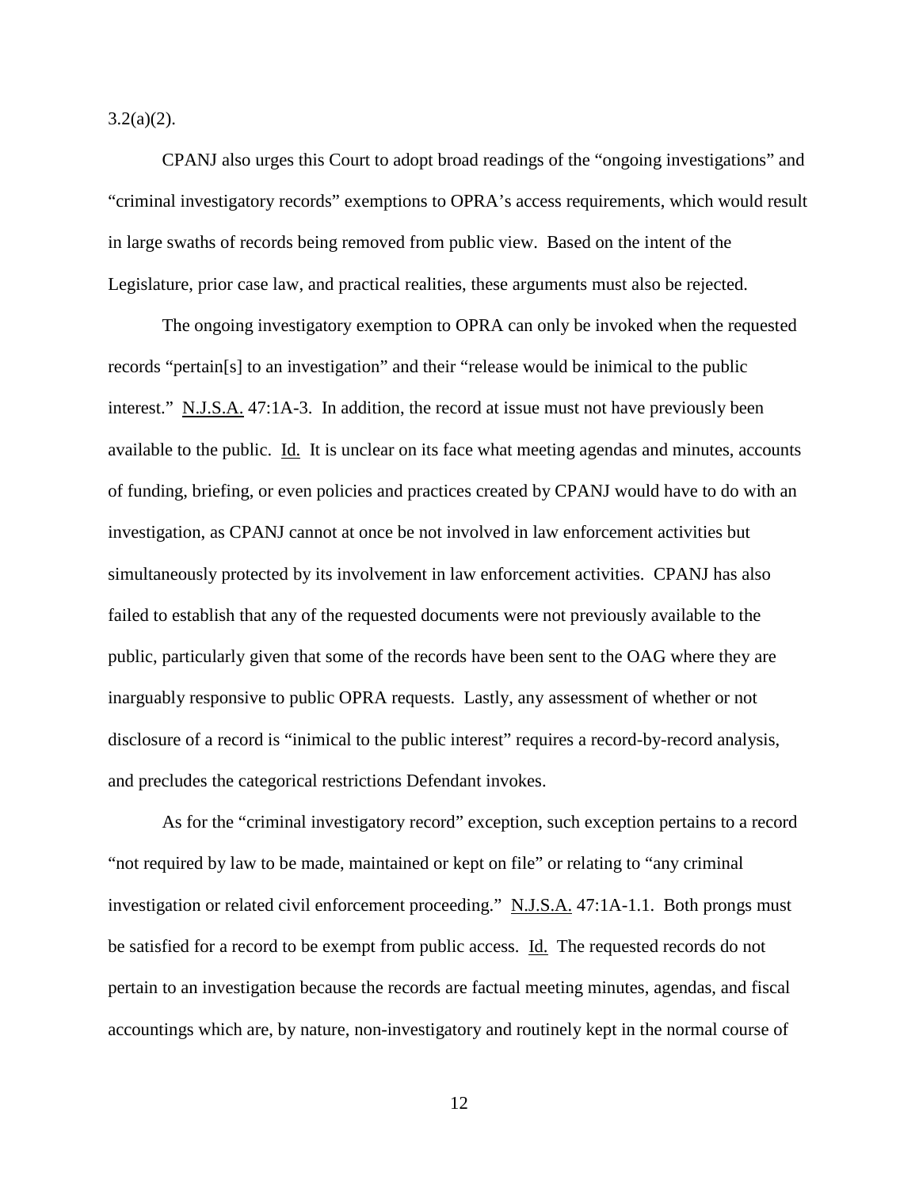3.2(a)(2).

CPANJ also urges this Court to adopt broad readings of the "ongoing investigations" and "criminal investigatory records" exemptions to OPRA's access requirements, which would result in large swaths of records being removed from public view. Based on the intent of the Legislature, prior case law, and practical realities, these arguments must also be rejected.

The ongoing investigatory exemption to OPRA can only be invoked when the requested records "pertain[s] to an investigation" and their "release would be inimical to the public interest." N.J.S.A. 47:1A-3. In addition, the record at issue must not have previously been available to the public. Id. It is unclear on its face what meeting agendas and minutes, accounts of funding, briefing, or even policies and practices created by CPANJ would have to do with an investigation, as CPANJ cannot at once be not involved in law enforcement activities but simultaneously protected by its involvement in law enforcement activities. CPANJ has also failed to establish that any of the requested documents were not previously available to the public, particularly given that some of the records have been sent to the OAG where they are inarguably responsive to public OPRA requests. Lastly, any assessment of whether or not disclosure of a record is "inimical to the public interest" requires a record-by-record analysis, and precludes the categorical restrictions Defendant invokes.

As for the "criminal investigatory record" exception, such exception pertains to a record "not required by law to be made, maintained or kept on file" or relating to "any criminal investigation or related civil enforcement proceeding." N.J.S.A. 47:1A-1.1. Both prongs must be satisfied for a record to be exempt from public access. Id. The requested records do not pertain to an investigation because the records are factual meeting minutes, agendas, and fiscal accountings which are, by nature, non-investigatory and routinely kept in the normal course of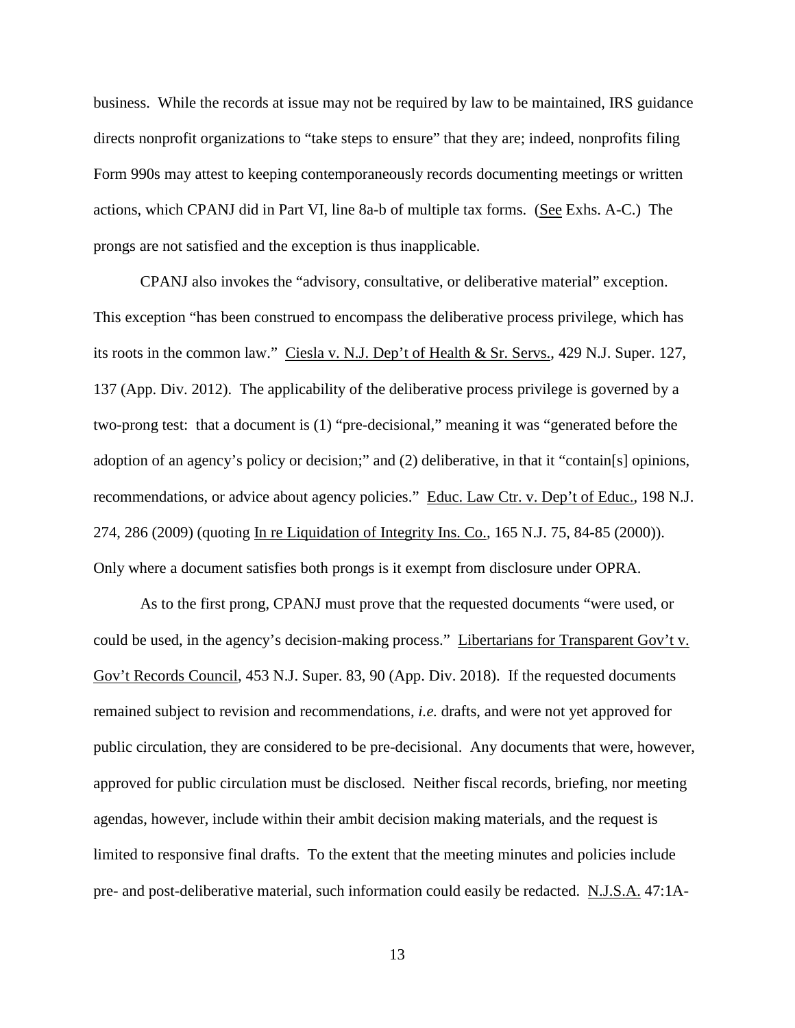business. While the records at issue may not be required by law to be maintained, IRS guidance directs nonprofit organizations to "take steps to ensure" that they are; indeed, nonprofits filing Form 990s may attest to keeping contemporaneously records documenting meetings or written actions, which CPANJ did in Part VI, line 8a-b of multiple tax forms. (See Exhs. A-C.) The prongs are not satisfied and the exception is thus inapplicable.

CPANJ also invokes the "advisory, consultative, or deliberative material" exception. This exception "has been construed to encompass the deliberative process privilege, which has its roots in the common law." Ciesla v. N.J. Dep't of Health & Sr. Servs., 429 N.J. Super. 127, 137 (App. Div. 2012). The applicability of the deliberative process privilege is governed by a two-prong test: that a document is (1) "pre-decisional," meaning it was "generated before the adoption of an agency's policy or decision;" and (2) deliberative, in that it "contain[s] opinions, recommendations, or advice about agency policies." Educ. Law Ctr. v. Dep't of Educ., 198 N.J. 274, 286 (2009) (quoting In re Liquidation of Integrity Ins. Co., 165 N.J. 75, 84-85 (2000)). Only where a document satisfies both prongs is it exempt from disclosure under OPRA.

As to the first prong, CPANJ must prove that the requested documents "were used, or could be used, in the agency's decision-making process." Libertarians for Transparent Gov't v. Gov't Records Council, 453 N.J. Super. 83, 90 (App. Div. 2018). If the requested documents remained subject to revision and recommendations, *i.e.* drafts, and were not yet approved for public circulation, they are considered to be pre-decisional. Any documents that were, however, approved for public circulation must be disclosed. Neither fiscal records, briefing, nor meeting agendas, however, include within their ambit decision making materials, and the request is limited to responsive final drafts. To the extent that the meeting minutes and policies include pre- and post-deliberative material, such information could easily be redacted. N.J.S.A. 47:1A-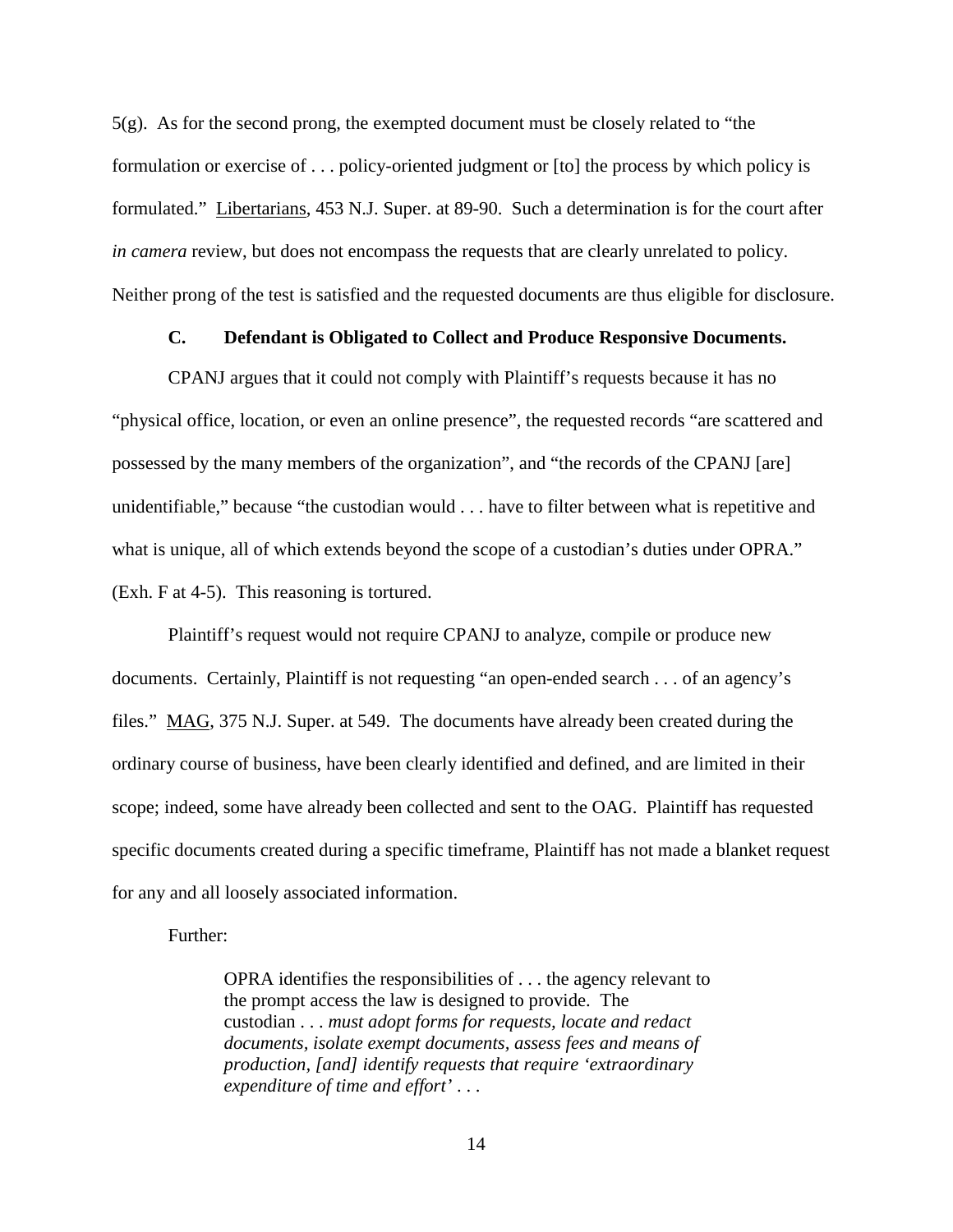5(g). As for the second prong, the exempted document must be closely related to "the formulation or exercise of . . . policy-oriented judgment or [to] the process by which policy is formulated." Libertarians, 453 N.J. Super. at 89-90. Such a determination is for the court after *in camera* review, but does not encompass the requests that are clearly unrelated to policy. Neither prong of the test is satisfied and the requested documents are thus eligible for disclosure.

### C. Defendant is Obligated to Collect and Produce Responsive Documents.

CPANJ argues that it could not comply with Plaintiff's requests because it has no "physical office, location, or even an online presence", the requested records "are scattered and possessed by the many members of the organization", and "the records of the CPANJ [are] unidentifiable," because "the custodian would . . . have to filter between what is repetitive and what is unique, all of which extends beyond the scope of a custodian's duties under OPRA." (Exh. F at 4-5). This reasoning is tortured.

Plaintiff's request would not require CPANJ to analyze, compile or produce new documents. Certainly, Plaintiff is not requesting "an open-ended search . . . of an agency's files." MAG, 375 N.J. Super. at 549. The documents have already been created during the ordinary course of business, have been clearly identified and defined, and are limited in their scope; indeed, some have already been collected and sent to the OAG. Plaintiff has requested specific documents created during a specific timeframe, Plaintiff has not made a blanket request for any and all loosely associated information.

Further:

> OPRA identifies the responsibilities of . . . the agency relevant to the prompt access the law is designed to provide. The custodian . . . *must adopt forms for requests, locate and redact documents, isolate exempt documents, assess fees and means of production, [and] identify requests that require 'extraordinary expenditure of time and effort'* . . .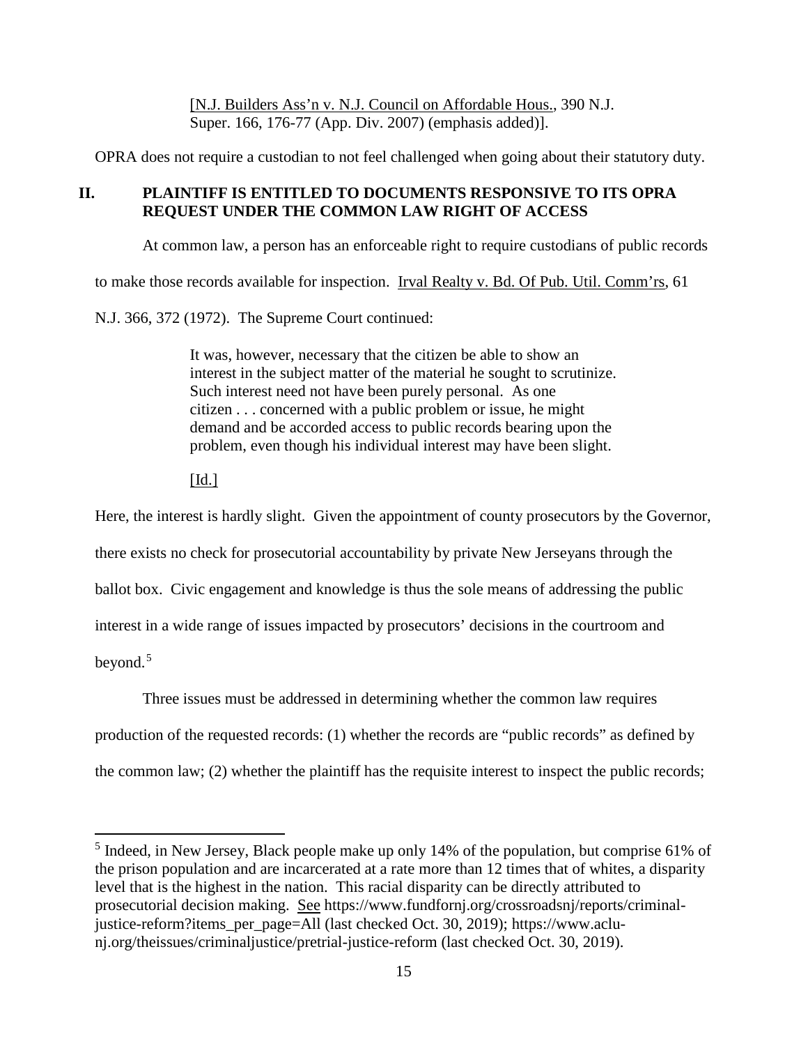[N.J. Builders Ass'n v. N.J. Council on Affordable Hous., 390 N.J. Super. 166, 176-77 (App. Div. 2007) (emphasis added)].

OPRA does not require a custodian to not feel challenged when going about their statutory duty.

## II. PLAINTIFF IS ENTITLED TO DOCUMENTS RESPONSIVE TO ITS OPRA REQUEST UNDER THE COMMON LAW RIGHT OF ACCESS

At common law, a person has an enforceable right to require custodians of public records to make those records available for inspection. Irval Realty v. Bd. Of Pub. Util. Comm'rs, 61 N.J. 366, 372 (1972). The Supreme Court continued:

> It was, however, necessary that the citizen be able to show an interest in the subject matter of the material he sought to scrutinize. Such interest need not have been purely personal. As one citizen . . . concerned with a public problem or issue, he might demand and be accorded access to public records bearing upon the problem, even though his individual interest may have been slight.
>
> [Id.]

Here, the interest is hardly slight. Given the appointment of county prosecutors by the Governor, there exists no check for prosecutorial accountability by private New Jerseyans through the ballot box. Civic engagement and knowledge is thus the sole means of addressing the public interest in a wide range of issues impacted by prosecutors' decisions in the courtroom and beyond.[5]

Three issues must be addressed in determining whether the common law requires production of the requested records: (1) whether the records are "public records" as defined by the common law; (2) whether the plaintiff has the requisite interest to inspect the public records;

---

[5] Indeed, in New Jersey, Black people make up only 14% of the population, but comprise 61% of the prison population and are incarcerated at a rate more than 12 times that of whites, a disparity level that is the highest in the nation. This racial disparity can be directly attributed to prosecutorial decision making. See https://www.fundfornj.org/crossroadsnj/reports/criminal-justice-reform?items_per_page=All (last checked Oct. 30, 2019); https://www.aclu-nj.org/theissues/criminaljustice/pretrial-justice-reform (last checked Oct. 30, 2019).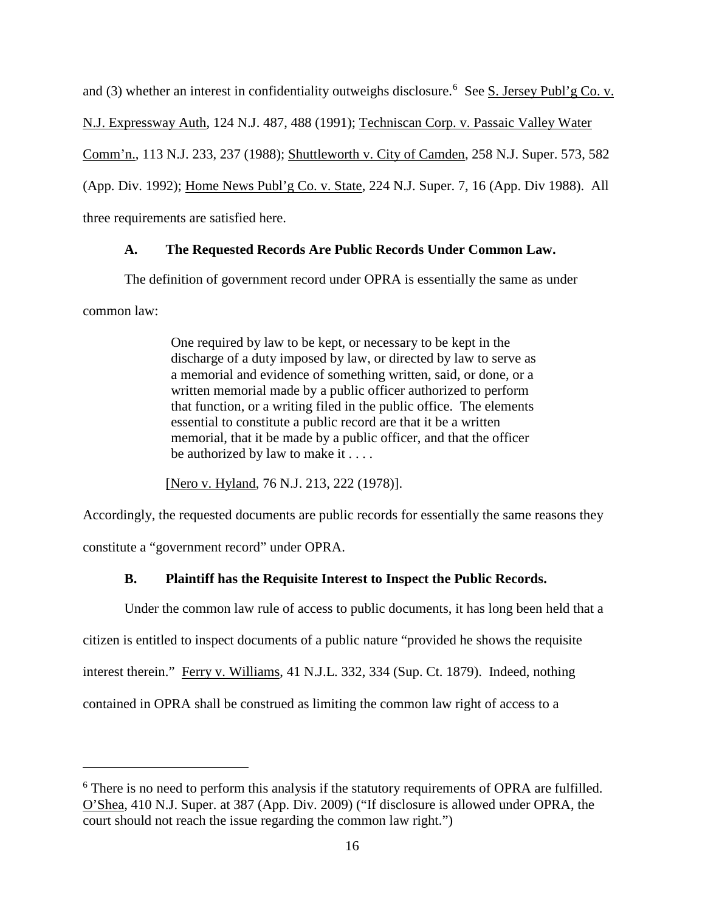and (3) whether an interest in confidentiality outweighs disclosure.[6] See S. Jersey Publ'g Co. v. N.J. Expressway Auth, 124 N.J. 487, 488 (1991); Techniscan Corp. v. Passaic Valley Water Comm'n., 113 N.J. 233, 237 (1988); Shuttleworth v. City of Camden, 258 N.J. Super. 573, 582 (App. Div. 1992); Home News Publ'g Co. v. State, 224 N.J. Super. 7, 16 (App. Div 1988). All three requirements are satisfied here.

### A. The Requested Records Are Public Records Under Common Law.

The definition of government record under OPRA is essentially the same as under common law:

> One required by law to be kept, or necessary to be kept in the discharge of a duty imposed by law, or directed by law to serve as a memorial and evidence of something written, said, or done, or a written memorial made by a public officer authorized to perform that function, or a writing filed in the public office. The elements essential to constitute a public record are that it be a written memorial, that it be made by a public officer, and that the officer be authorized by law to make it . . . .
>
> [Nero v. Hyland, 76 N.J. 213, 222 (1978)].

Accordingly, the requested documents are public records for essentially the same reasons they constitute a "government record" under OPRA.

### B. Plaintiff has the Requisite Interest to Inspect the Public Records.

Under the common law rule of access to public documents, it has long been held that a citizen is entitled to inspect documents of a public nature "provided he shows the requisite interest therein." Ferry v. Williams, 41 N.J.L. 332, 334 (Sup. Ct. 1879). Indeed, nothing contained in OPRA shall be construed as limiting the common law right of access to a

---

[6] There is no need to perform this analysis if the statutory requirements of OPRA are fulfilled. O'Shea, 410 N.J. Super. at 387 (App. Div. 2009) ("If disclosure is allowed under OPRA, the court should not reach the issue regarding the common law right.")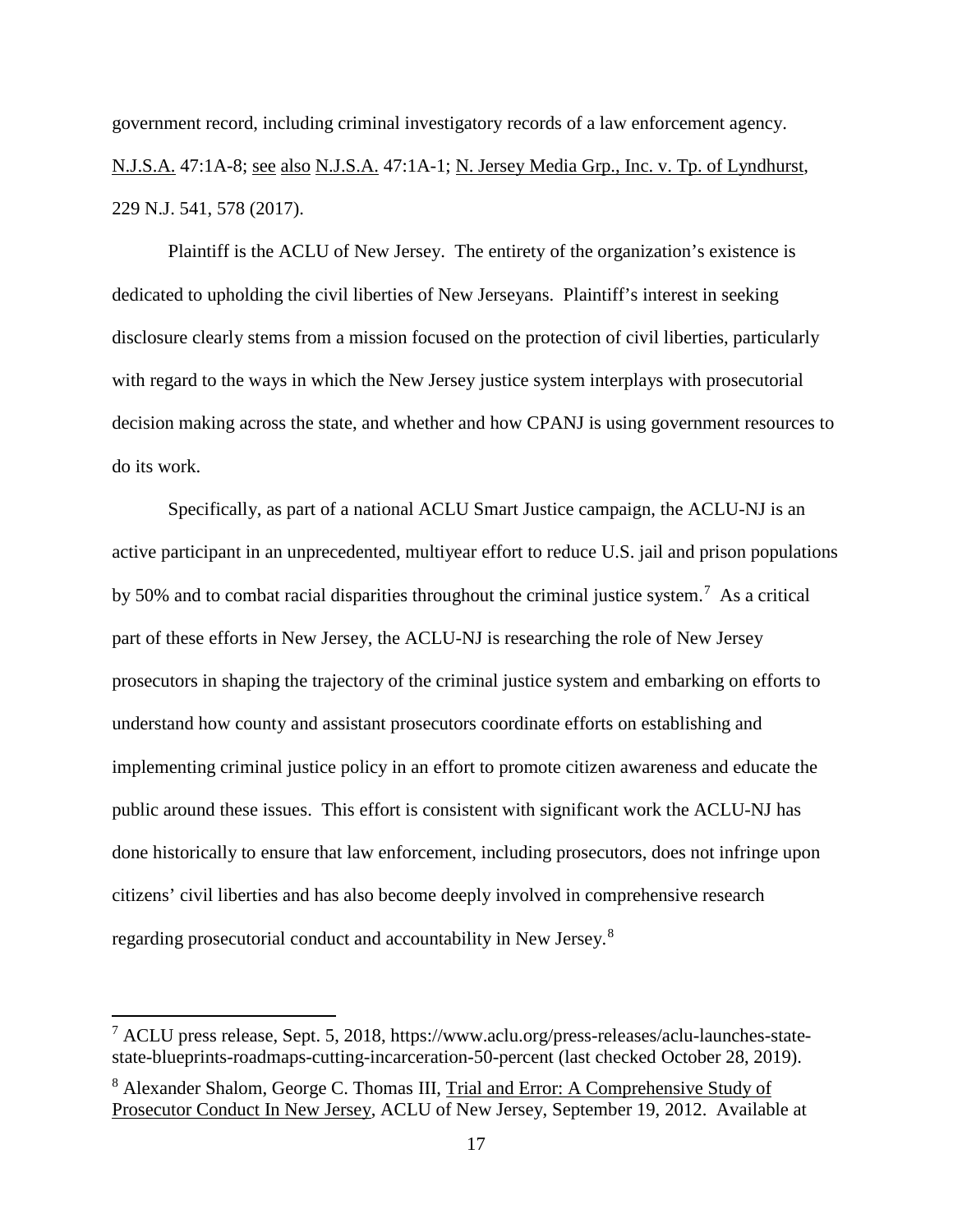government record, including criminal investigatory records of a law enforcement agency. N.J.S.A. 47:1A-8; see also N.J.S.A. 47:1A-1; N. Jersey Media Grp., Inc. v. Tp. of Lyndhurst, 229 N.J. 541, 578 (2017).

Plaintiff is the ACLU of New Jersey. The entirety of the organization's existence is dedicated to upholding the civil liberties of New Jerseyans. Plaintiff's interest in seeking disclosure clearly stems from a mission focused on the protection of civil liberties, particularly with regard to the ways in which the New Jersey justice system interplays with prosecutorial decision making across the state, and whether and how CPANJ is using government resources to do its work.

Specifically, as part of a national ACLU Smart Justice campaign, the ACLU-NJ is an active participant in an unprecedented, multiyear effort to reduce U.S. jail and prison populations by 50% and to combat racial disparities throughout the criminal justice system.[7] As a critical part of these efforts in New Jersey, the ACLU-NJ is researching the role of New Jersey prosecutors in shaping the trajectory of the criminal justice system and embarking on efforts to understand how county and assistant prosecutors coordinate efforts on establishing and implementing criminal justice policy in an effort to promote citizen awareness and educate the public around these issues. This effort is consistent with significant work the ACLU-NJ has done historically to ensure that law enforcement, including prosecutors, does not infringe upon citizens' civil liberties and has also become deeply involved in comprehensive research regarding prosecutorial conduct and accountability in New Jersey.[8]

---

[7] ACLU press release, Sept. 5, 2018, https://www.aclu.org/press-releases/aclu-launches-state-state-blueprints-roadmaps-cutting-incarceration-50-percent (last checked October 28, 2019).

[8] Alexander Shalom, George C. Thomas III, Trial and Error: A Comprehensive Study of Prosecutor Conduct In New Jersey, ACLU of New Jersey, September 19, 2012. Available at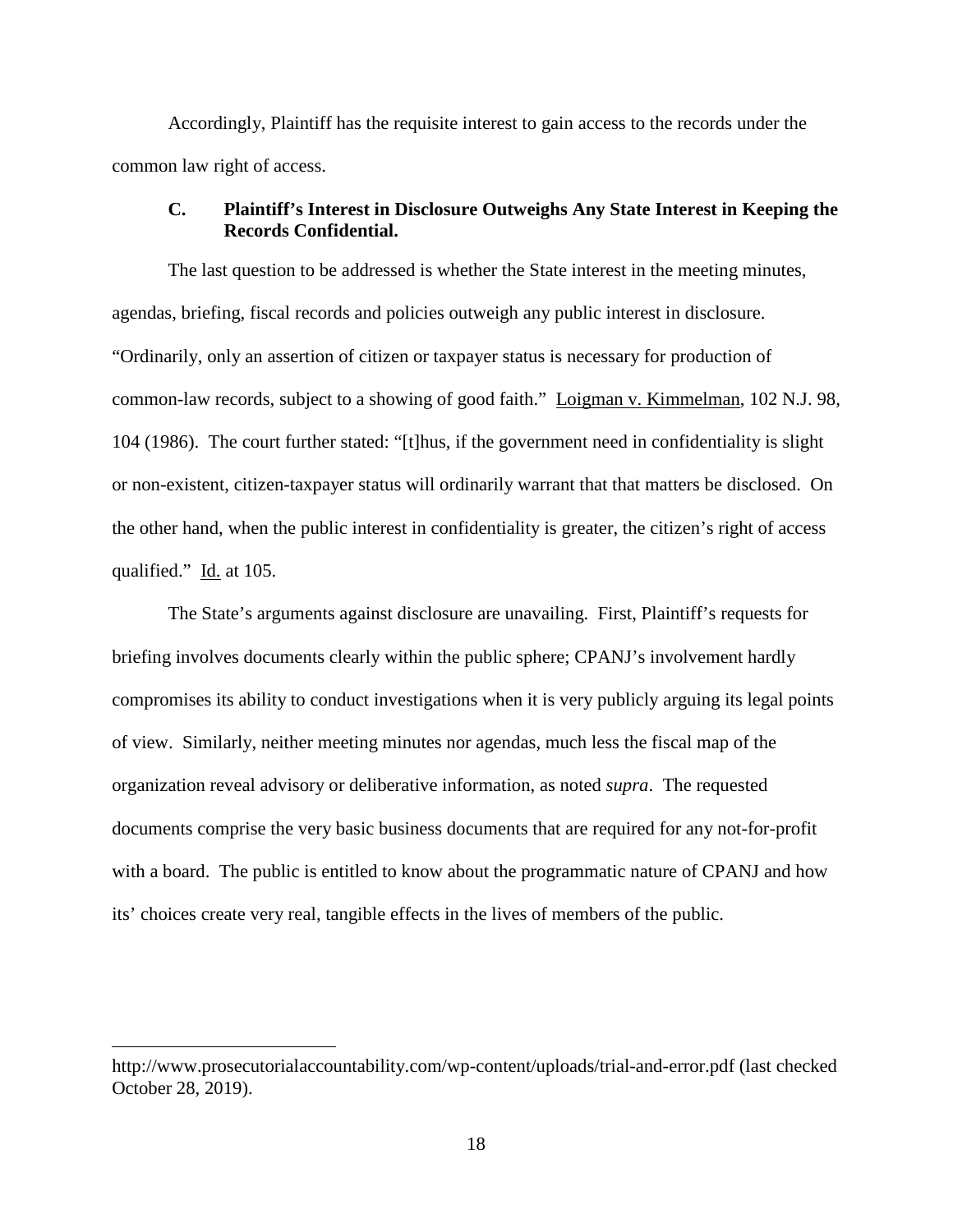Accordingly, Plaintiff has the requisite interest to gain access to the records under the common law right of access.

### C. Plaintiff's Interest in Disclosure Outweighs Any State Interest in Keeping the Records Confidential.

The last question to be addressed is whether the State interest in the meeting minutes, agendas, briefing, fiscal records and policies outweigh any public interest in disclosure. "Ordinarily, only an assertion of citizen or taxpayer status is necessary for production of common-law records, subject to a showing of good faith." Loigman v. Kimmelman, 102 N.J. 98, 104 (1986). The court further stated: "[t]hus, if the government need in confidentiality is slight or non-existent, citizen-taxpayer status will ordinarily warrant that that matters be disclosed. On the other hand, when the public interest in confidentiality is greater, the citizen's right of access qualified." Id. at 105.

The State's arguments against disclosure are unavailing. First, Plaintiff's requests for briefing involves documents clearly within the public sphere; CPANJ's involvement hardly compromises its ability to conduct investigations when it is very publicly arguing its legal points of view. Similarly, neither meeting minutes nor agendas, much less the fiscal map of the organization reveal advisory or deliberative information, as noted *supra*. The requested documents comprise the very basic business documents that are required for any not-for-profit with a board. The public is entitled to know about the programmatic nature of CPANJ and how its' choices create very real, tangible effects in the lives of members of the public.

---

http://www.prosecutorialaccountability.com/wp-content/uploads/trial-and-error.pdf (last checked October 28, 2019).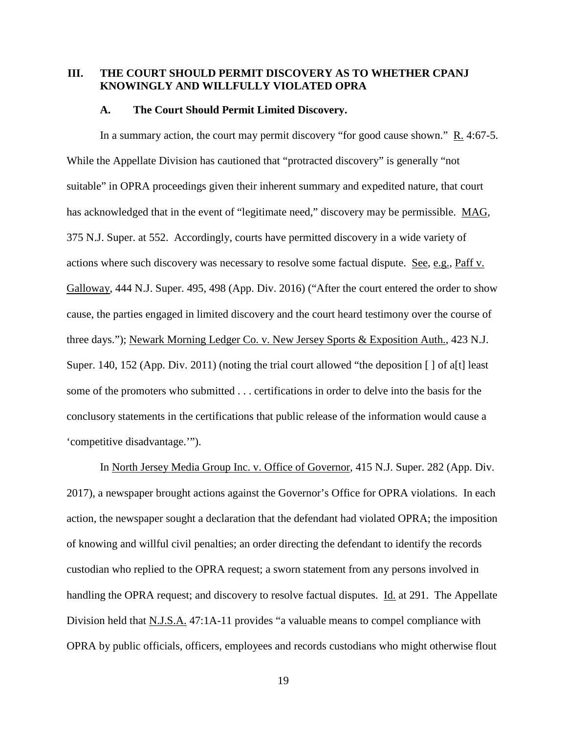## III. THE COURT SHOULD PERMIT DISCOVERY AS TO WHETHER CPANJ KNOWINGLY AND WILLFULLY VIOLATED OPRA

### A. The Court Should Permit Limited Discovery.

In a summary action, the court may permit discovery "for good cause shown." R. 4:67-5. While the Appellate Division has cautioned that "protracted discovery" is generally "not suitable" in OPRA proceedings given their inherent summary and expedited nature, that court has acknowledged that in the event of "legitimate need," discovery may be permissible. MAG, 375 N.J. Super. at 552. Accordingly, courts have permitted discovery in a wide variety of actions where such discovery was necessary to resolve some factual dispute. See, e.g., Paff v. Galloway, 444 N.J. Super. 495, 498 (App. Div. 2016) ("After the court entered the order to show cause, the parties engaged in limited discovery and the court heard testimony over the course of three days."); Newark Morning Ledger Co. v. New Jersey Sports & Exposition Auth., 423 N.J. Super. 140, 152 (App. Div. 2011) (noting the trial court allowed "the deposition [ ] of a[t] least some of the promoters who submitted . . . certifications in order to delve into the basis for the conclusory statements in the certifications that public release of the information would cause a 'competitive disadvantage.'").

In North Jersey Media Group Inc. v. Office of Governor, 415 N.J. Super. 282 (App. Div. 2017), a newspaper brought actions against the Governor's Office for OPRA violations. In each action, the newspaper sought a declaration that the defendant had violated OPRA; the imposition of knowing and willful civil penalties; an order directing the defendant to identify the records custodian who replied to the OPRA request; a sworn statement from any persons involved in handling the OPRA request; and discovery to resolve factual disputes. Id. at 291. The Appellate Division held that N.J.S.A. 47:1A-11 provides "a valuable means to compel compliance with OPRA by public officials, officers, employees and records custodians who might otherwise flout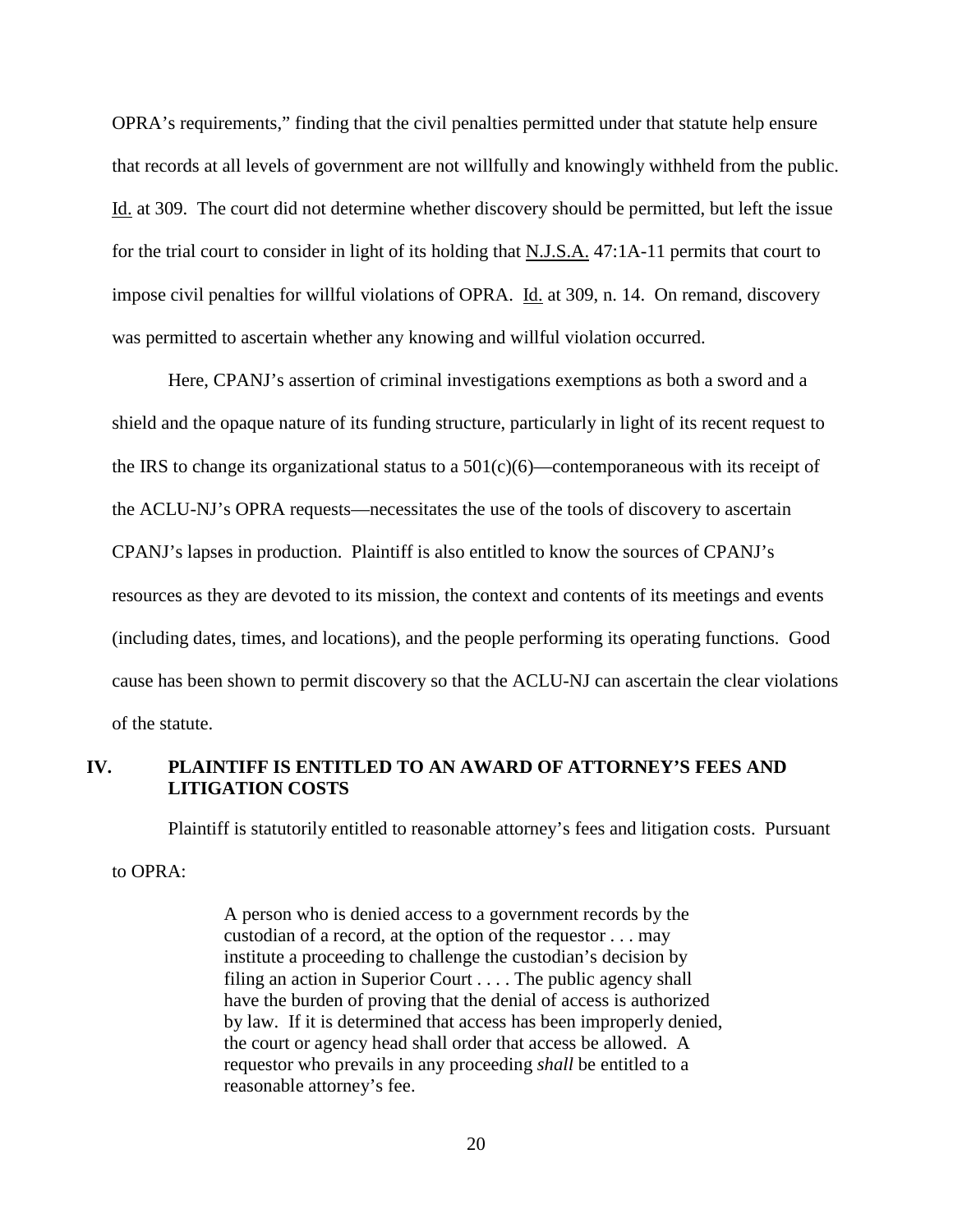OPRA's requirements," finding that the civil penalties permitted under that statute help ensure that records at all levels of government are not willfully and knowingly withheld from the public. Id. at 309. The court did not determine whether discovery should be permitted, but left the issue for the trial court to consider in light of its holding that N.J.S.A. 47:1A-11 permits that court to impose civil penalties for willful violations of OPRA. Id. at 309, n. 14. On remand, discovery was permitted to ascertain whether any knowing and willful violation occurred.

Here, CPANJ's assertion of criminal investigations exemptions as both a sword and a shield and the opaque nature of its funding structure, particularly in light of its recent request to the IRS to change its organizational status to a 501(c)(6)—contemporaneous with its receipt of the ACLU-NJ's OPRA requests—necessitates the use of the tools of discovery to ascertain CPANJ's lapses in production. Plaintiff is also entitled to know the sources of CPANJ's resources as they are devoted to its mission, the context and contents of its meetings and events (including dates, times, and locations), and the people performing its operating functions. Good cause has been shown to permit discovery so that the ACLU-NJ can ascertain the clear violations of the statute.

## IV. PLAINTIFF IS ENTITLED TO AN AWARD OF ATTORNEY'S FEES AND LITIGATION COSTS

Plaintiff is statutorily entitled to reasonable attorney's fees and litigation costs. Pursuant to OPRA:

> A person who is denied access to a government records by the custodian of a record, at the option of the requestor . . . may institute a proceeding to challenge the custodian's decision by filing an action in Superior Court . . . . The public agency shall have the burden of proving that the denial of access is authorized by law. If it is determined that access has been improperly denied, the court or agency head shall order that access be allowed. A requestor who prevails in any proceeding *shall* be entitled to a reasonable attorney's fee.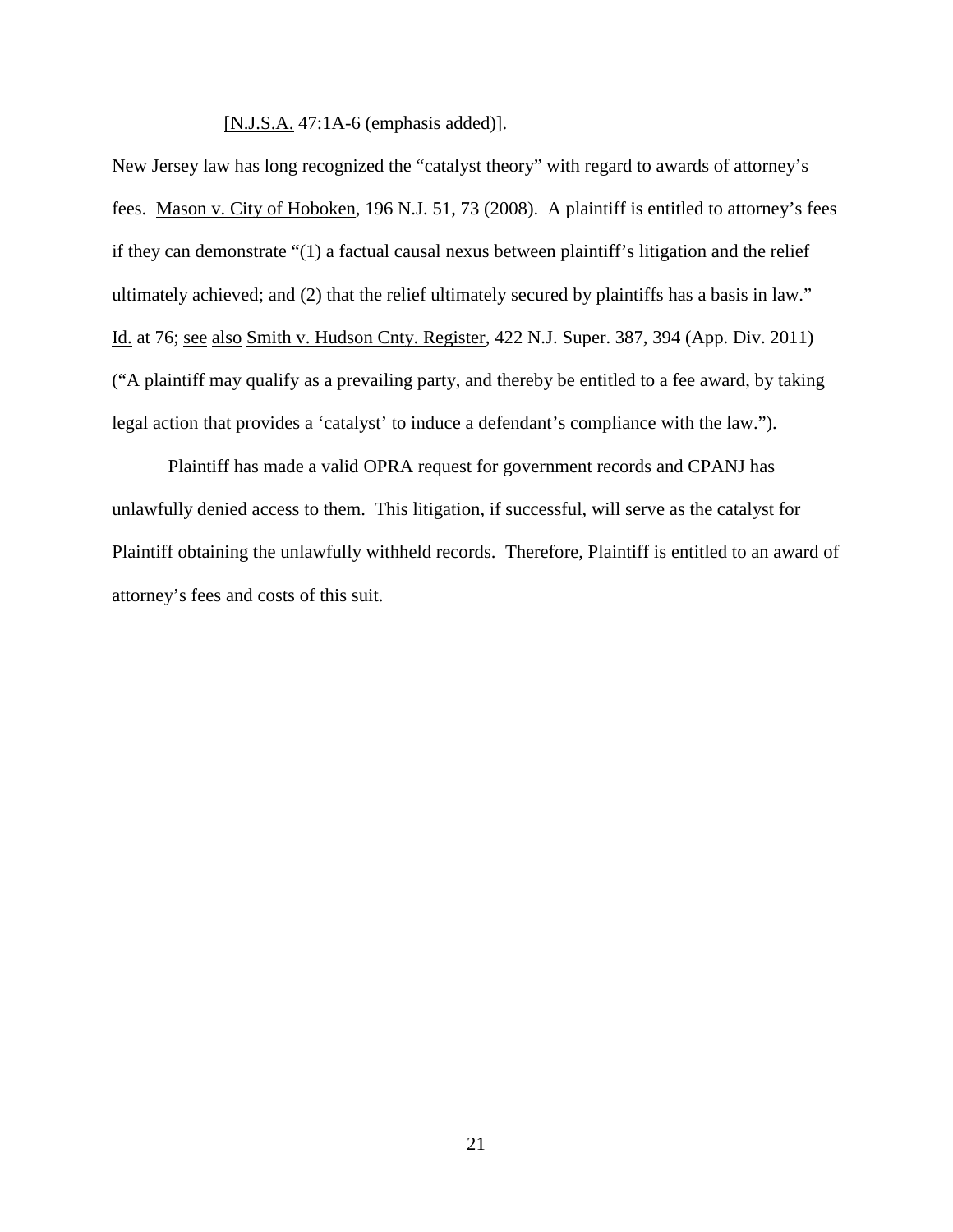[N.J.S.A. 47:1A-6 (emphasis added)].

New Jersey law has long recognized the "catalyst theory" with regard to awards of attorney's fees. Mason v. City of Hoboken, 196 N.J. 51, 73 (2008). A plaintiff is entitled to attorney's fees if they can demonstrate "(1) a factual causal nexus between plaintiff's litigation and the relief ultimately achieved; and (2) that the relief ultimately secured by plaintiffs has a basis in law." Id. at 76; see also Smith v. Hudson Cnty. Register, 422 N.J. Super. 387, 394 (App. Div. 2011) ("A plaintiff may qualify as a prevailing party, and thereby be entitled to a fee award, by taking legal action that provides a 'catalyst' to induce a defendant's compliance with the law.").

Plaintiff has made a valid OPRA request for government records and CPANJ has unlawfully denied access to them. This litigation, if successful, will serve as the catalyst for Plaintiff obtaining the unlawfully withheld records. Therefore, Plaintiff is entitled to an award of attorney's fees and costs of this suit.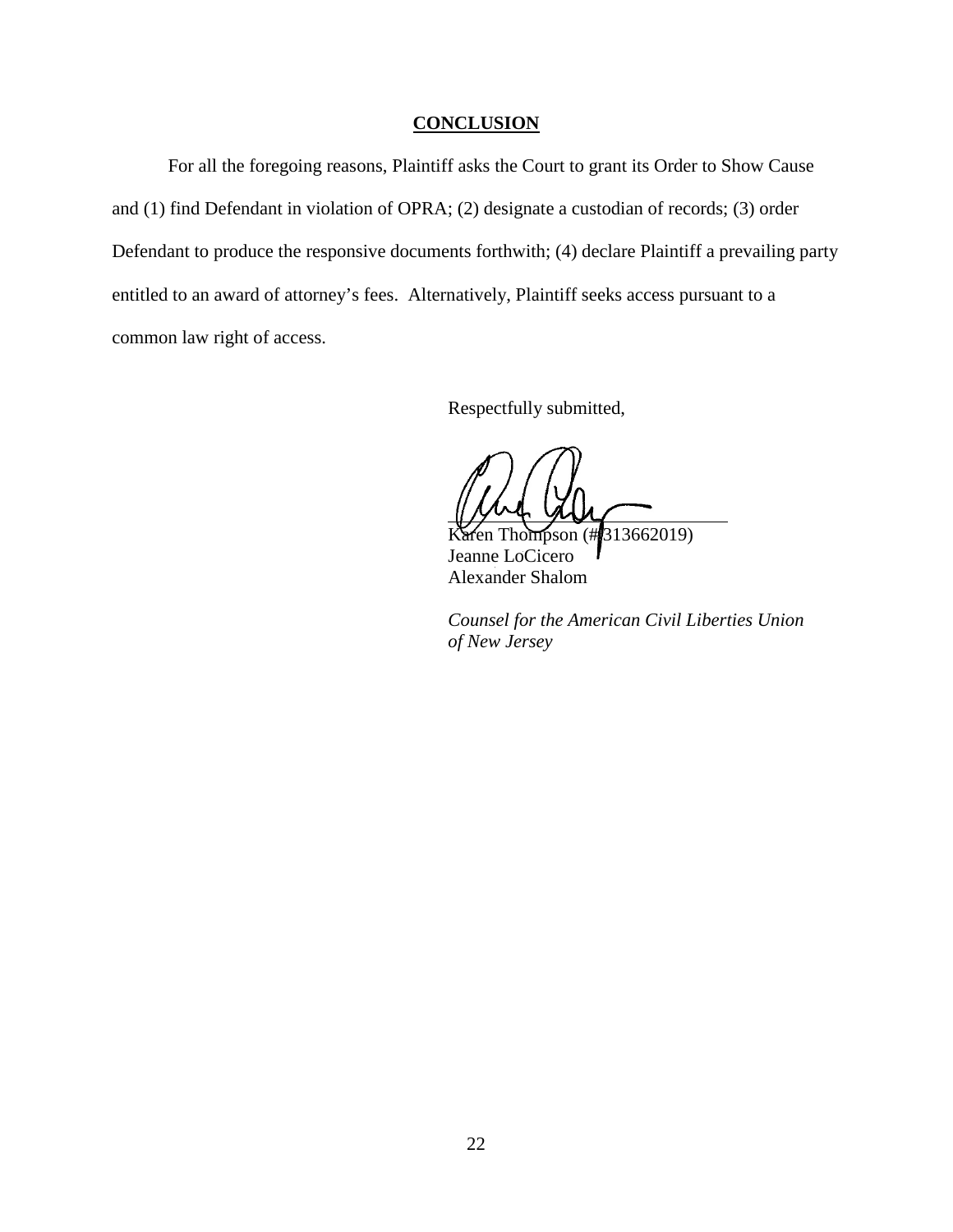## CONCLUSION

For all the foregoing reasons, Plaintiff asks the Court to grant its Order to Show Cause and (1) find Defendant in violation of OPRA; (2) designate a custodian of records; (3) order Defendant to produce the responsive documents forthwith; (4) declare Plaintiff a prevailing party entitled to an award of attorney's fees. Alternatively, Plaintiff seeks access pursuant to a common law right of access.

Respectfully submitted,

Karen Thompson (#313662019)
Jeanne LoCicero
Alexander Shalom

*Counsel for the American Civil Liberties Union of New Jersey*